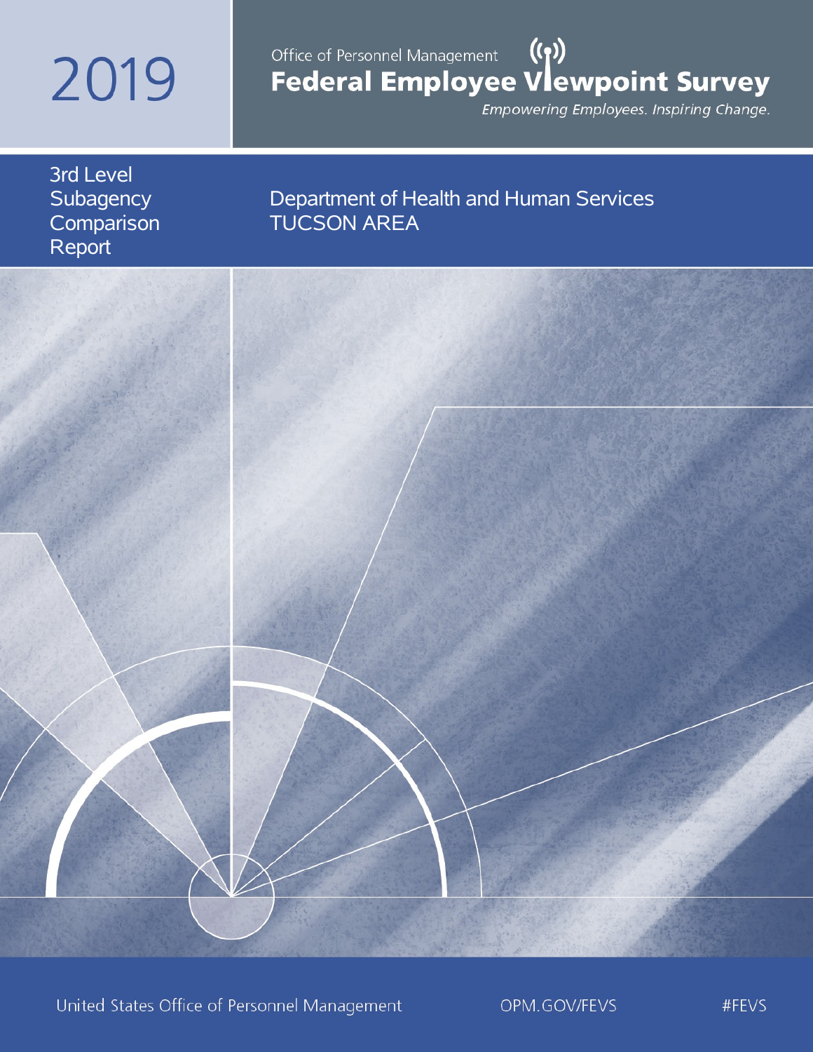# 2019

Office of Personnel Management

## Federal Employee Viewpoint Survey

*Empowering Employees. Inspiring Change.*

3rd Level Subagency Comparison Report

Department of Health and Human Services
TUCSON AREA

United States Office of Personnel Management

OPM.GOV/FEVS

#FEVS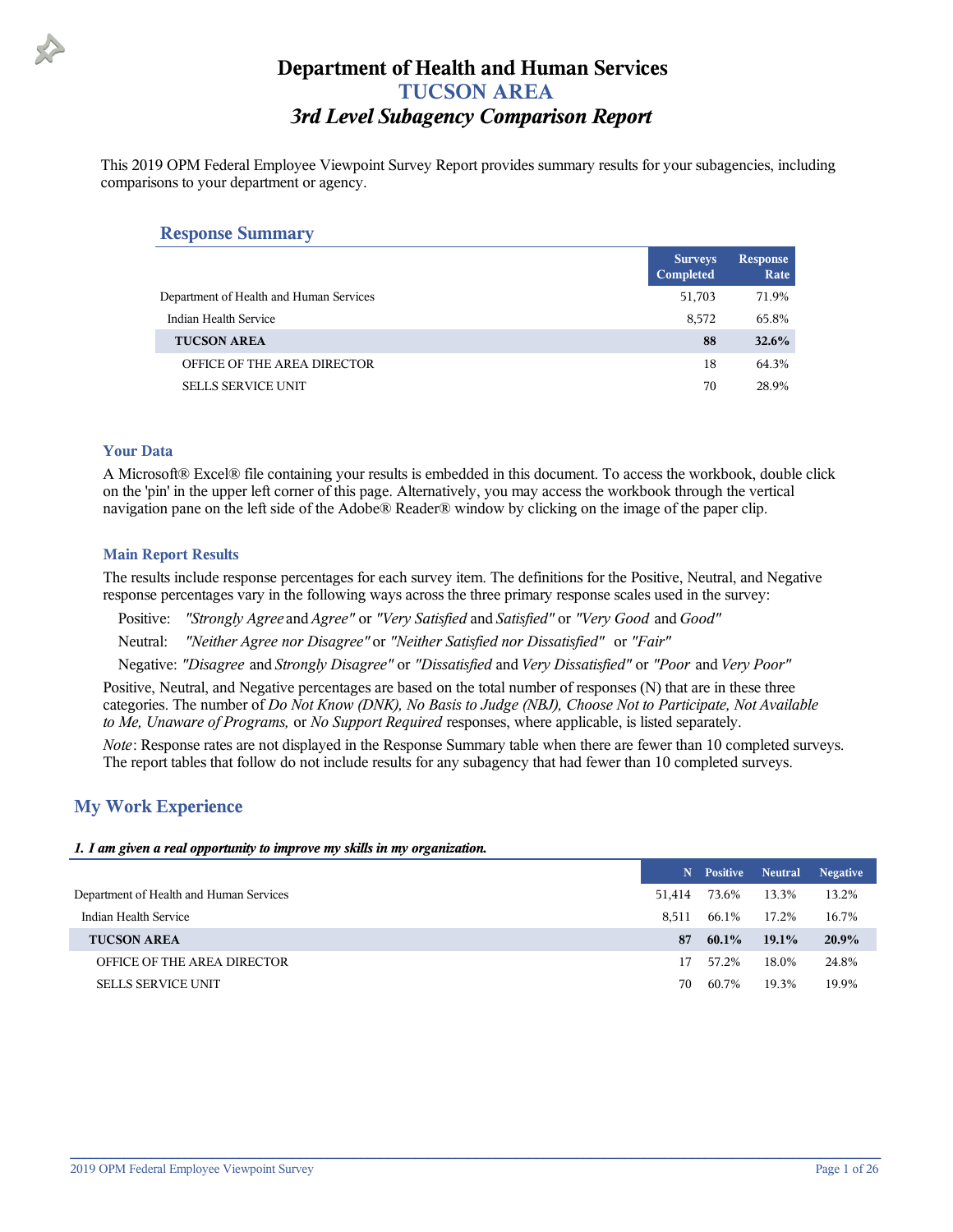# Department of Health and Human Services
## TUCSON AREA
### *3rd Level Subagency Comparison Report*

This 2019 OPM Federal Employee Viewpoint Survey Report provides summary results for your subagencies, including comparisons to your department or agency.

## Response Summary

| | Surveys Completed | Response Rate |
|---|---|---|
| Department of Health and Human Services | 51,703 | 71.9% |
| Indian Health Service | 8,572 | 65.8% |
| **TUCSON AREA** | **88** | **32.6%** |
| OFFICE OF THE AREA DIRECTOR | 18 | 64.3% |
| SELLS SERVICE UNIT | 70 | 28.9% |

### Your Data

A Microsoft® Excel® file containing your results is embedded in this document. To access the workbook, double click on the 'pin' in the upper left corner of this page. Alternatively, you may access the workbook through the vertical navigation pane on the left side of the Adobe® Reader® window by clicking on the image of the paper clip.

### Main Report Results

The results include response percentages for each survey item. The definitions for the Positive, Neutral, and Negative response percentages vary in the following ways across the three primary response scales used in the survey:

Positive: *"Strongly Agree* and *Agree"* or *"Very Satisfied* and *Satisfied"* or *"Very Good* and *Good"*

Neutral: *"Neither Agree nor Disagree"* or *"Neither Satisfied nor Dissatisfied"* or *"Fair"*

Negative: *"Disagree* and *Strongly Disagree"* or *"Dissatisfied* and *Very Dissatisfied"* or *"Poor* and *Very Poor"*

Positive, Neutral, and Negative percentages are based on the total number of responses (N) that are in these three categories. The number of *Do Not Know (DNK), No Basis to Judge (NBJ), Choose Not to Participate, Not Available to Me, Unaware of Programs,* or *No Support Required* responses, where applicable, is listed separately.

*Note*: Response rates are not displayed in the Response Summary table when there are fewer than 10 completed surveys. The report tables that follow do not include results for any subagency that had fewer than 10 completed surveys.

## My Work Experience

***1. I am given a real opportunity to improve my skills in my organization.***

| | N | Positive | Neutral | Negative |
|---|---|---|---|---|
| Department of Health and Human Services | 51,414 | 73.6% | 13.3% | 13.2% |
| Indian Health Service | 8,511 | 66.1% | 17.2% | 16.7% |
| **TUCSON AREA** | **87** | **60.1%** | **19.1%** | **20.9%** |
| OFFICE OF THE AREA DIRECTOR | 17 | 57.2% | 18.0% | 24.8% |
| SELLS SERVICE UNIT | 70 | 60.7% | 19.3% | 19.9% |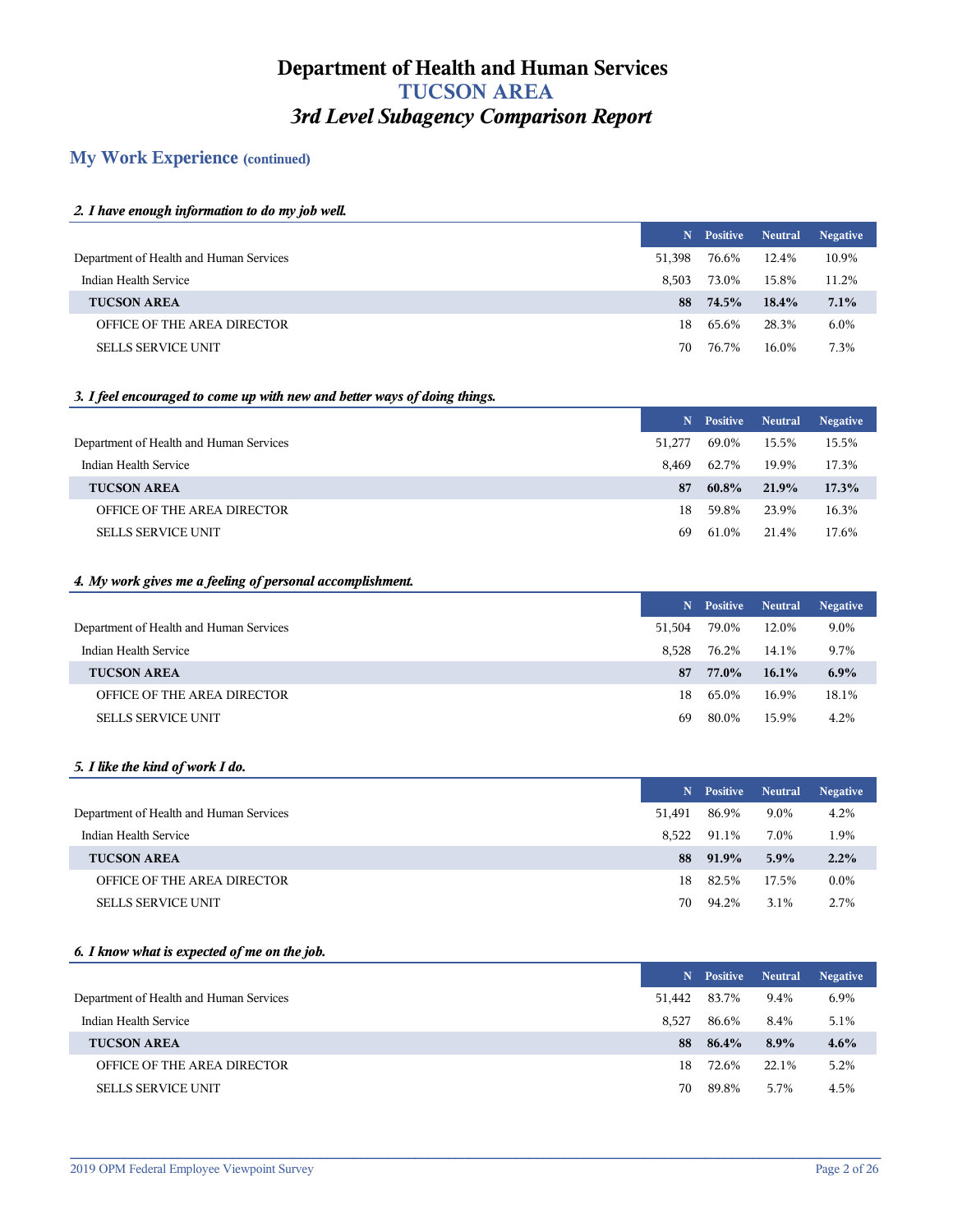# Department of Health and Human Services
## TUCSON AREA
### *3rd Level Subagency Comparison Report*

## My Work Experience (continued)

***2. I have enough information to do my job well.***

| | N | Positive | Neutral | Negative |
|---|---|---|---|---|
| Department of Health and Human Services | 51,398 | 76.6% | 12.4% | 10.9% |
| Indian Health Service | 8,503 | 73.0% | 15.8% | 11.2% |
| **TUCSON AREA** | **88** | **74.5%** | **18.4%** | **7.1%** |
| OFFICE OF THE AREA DIRECTOR | 18 | 65.6% | 28.3% | 6.0% |
| SELLS SERVICE UNIT | 70 | 76.7% | 16.0% | 7.3% |

***3. I feel encouraged to come up with new and better ways of doing things.***

| | N | Positive | Neutral | Negative |
|---|---|---|---|---|
| Department of Health and Human Services | 51,277 | 69.0% | 15.5% | 15.5% |
| Indian Health Service | 8,469 | 62.7% | 19.9% | 17.3% |
| **TUCSON AREA** | **87** | **60.8%** | **21.9%** | **17.3%** |
| OFFICE OF THE AREA DIRECTOR | 18 | 59.8% | 23.9% | 16.3% |
| SELLS SERVICE UNIT | 69 | 61.0% | 21.4% | 17.6% |

***4. My work gives me a feeling of personal accomplishment.***

| | N | Positive | Neutral | Negative |
|---|---|---|---|---|
| Department of Health and Human Services | 51,504 | 79.0% | 12.0% | 9.0% |
| Indian Health Service | 8,528 | 76.2% | 14.1% | 9.7% |
| **TUCSON AREA** | **87** | **77.0%** | **16.1%** | **6.9%** |
| OFFICE OF THE AREA DIRECTOR | 18 | 65.0% | 16.9% | 18.1% |
| SELLS SERVICE UNIT | 69 | 80.0% | 15.9% | 4.2% |

***5. I like the kind of work I do.***

| | N | Positive | Neutral | Negative |
|---|---|---|---|---|
| Department of Health and Human Services | 51,491 | 86.9% | 9.0% | 4.2% |
| Indian Health Service | 8,522 | 91.1% | 7.0% | 1.9% |
| **TUCSON AREA** | **88** | **91.9%** | **5.9%** | **2.2%** |
| OFFICE OF THE AREA DIRECTOR | 18 | 82.5% | 17.5% | 0.0% |
| SELLS SERVICE UNIT | 70 | 94.2% | 3.1% | 2.7% |

***6. I know what is expected of me on the job.***

| | N | Positive | Neutral | Negative |
|---|---|---|---|---|
| Department of Health and Human Services | 51,442 | 83.7% | 9.4% | 6.9% |
| Indian Health Service | 8,527 | 86.6% | 8.4% | 5.1% |
| **TUCSON AREA** | **88** | **86.4%** | **8.9%** | **4.6%** |
| OFFICE OF THE AREA DIRECTOR | 18 | 72.6% | 22.1% | 5.2% |
| SELLS SERVICE UNIT | 70 | 89.8% | 5.7% | 4.5% |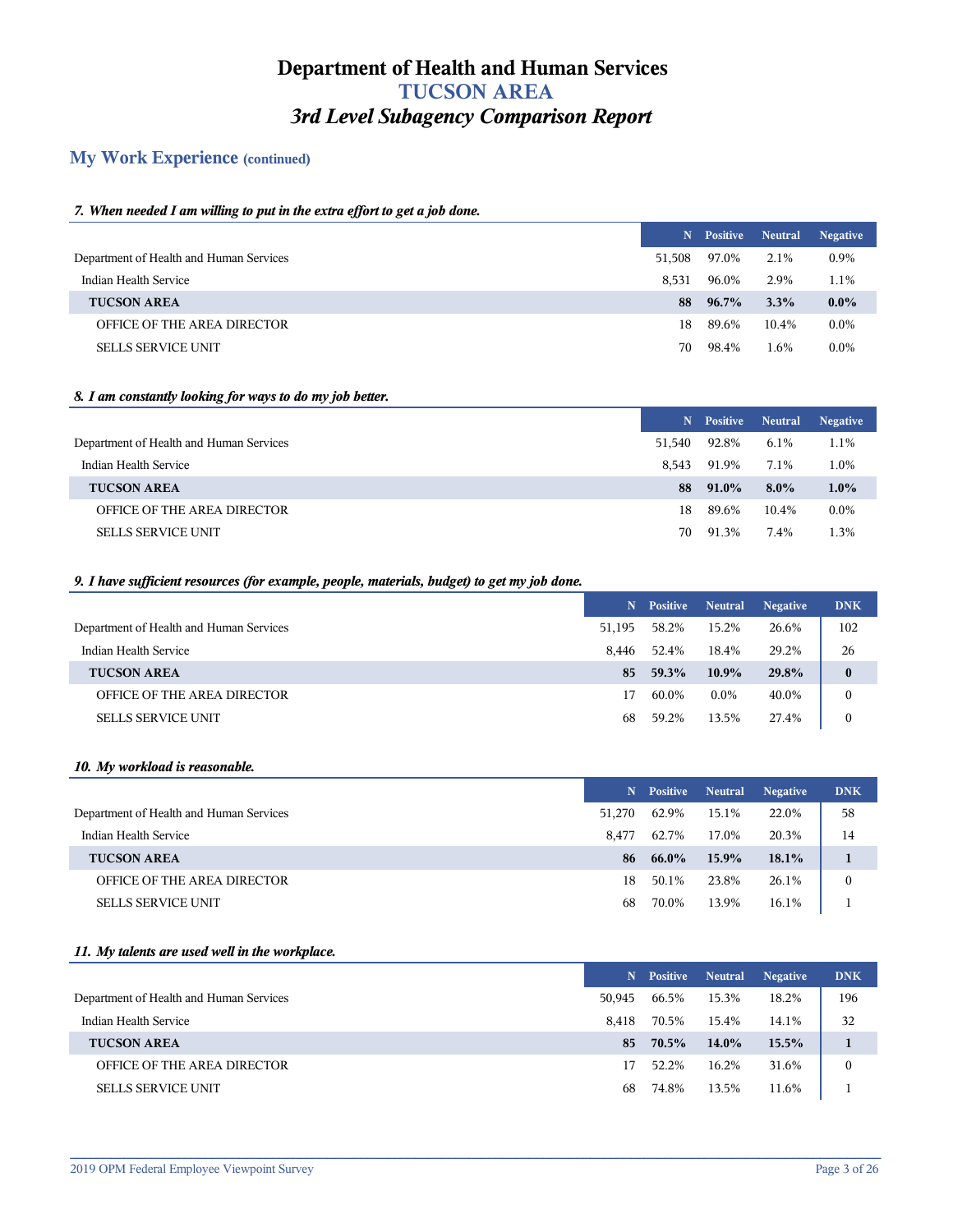# Department of Health and Human Services
# TUCSON AREA
# *3rd Level Subagency Comparison Report*

## My Work Experience (continued)

### *7. When needed I am willing to put in the extra effort to get a job done.*

| | N | Positive | Neutral | Negative |
|---|---|---|---|---|
| Department of Health and Human Services | 51,508 | 97.0% | 2.1% | 0.9% |
| Indian Health Service | 8,531 | 96.0% | 2.9% | 1.1% |
| **TUCSON AREA** | **88** | **96.7%** | **3.3%** | **0.0%** |
| OFFICE OF THE AREA DIRECTOR | 18 | 89.6% | 10.4% | 0.0% |
| SELLS SERVICE UNIT | 70 | 98.4% | 1.6% | 0.0% |

### *8. I am constantly looking for ways to do my job better.*

| | N | Positive | Neutral | Negative |
|---|---|---|---|---|
| Department of Health and Human Services | 51,540 | 92.8% | 6.1% | 1.1% |
| Indian Health Service | 8,543 | 91.9% | 7.1% | 1.0% |
| **TUCSON AREA** | **88** | **91.0%** | **8.0%** | **1.0%** |
| OFFICE OF THE AREA DIRECTOR | 18 | 89.6% | 10.4% | 0.0% |
| SELLS SERVICE UNIT | 70 | 91.3% | 7.4% | 1.3% |

### *9. I have sufficient resources (for example, people, materials, budget) to get my job done.*

| | N | Positive | Neutral | Negative | DNK |
|---|---|---|---|---|---|
| Department of Health and Human Services | 51,195 | 58.2% | 15.2% | 26.6% | 102 |
| Indian Health Service | 8,446 | 52.4% | 18.4% | 29.2% | 26 |
| **TUCSON AREA** | **85** | **59.3%** | **10.9%** | **29.8%** | **0** |
| OFFICE OF THE AREA DIRECTOR | 17 | 60.0% | 0.0% | 40.0% | 0 |
| SELLS SERVICE UNIT | 68 | 59.2% | 13.5% | 27.4% | 0 |

### *10. My workload is reasonable.*

| | N | Positive | Neutral | Negative | DNK |
|---|---|---|---|---|---|
| Department of Health and Human Services | 51,270 | 62.9% | 15.1% | 22.0% | 58 |
| Indian Health Service | 8,477 | 62.7% | 17.0% | 20.3% | 14 |
| **TUCSON AREA** | **86** | **66.0%** | **15.9%** | **18.1%** | **1** |
| OFFICE OF THE AREA DIRECTOR | 18 | 50.1% | 23.8% | 26.1% | 0 |
| SELLS SERVICE UNIT | 68 | 70.0% | 13.9% | 16.1% | 1 |

### *11. My talents are used well in the workplace.*

| | N | Positive | Neutral | Negative | DNK |
|---|---|---|---|---|---|
| Department of Health and Human Services | 50,945 | 66.5% | 15.3% | 18.2% | 196 |
| Indian Health Service | 8,418 | 70.5% | 15.4% | 14.1% | 32 |
| **TUCSON AREA** | **85** | **70.5%** | **14.0%** | **15.5%** | **1** |
| OFFICE OF THE AREA DIRECTOR | 17 | 52.2% | 16.2% | 31.6% | 0 |
| SELLS SERVICE UNIT | 68 | 74.8% | 13.5% | 11.6% | 1 |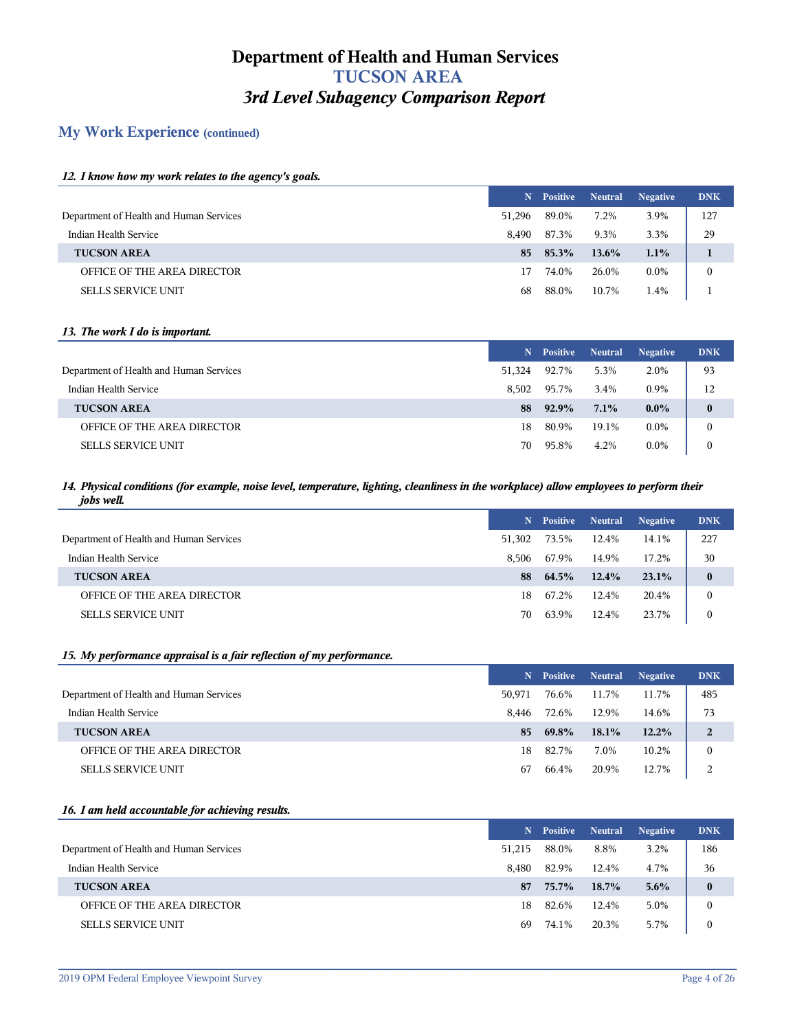# Department of Health and Human Services
# TUCSON AREA
# *3rd Level Subagency Comparison Report*

## My Work Experience (continued)

### *12. I know how my work relates to the agency's goals.*

| | N | Positive | Neutral | Negative | DNK |
|---|---|---|---|---|---|
| Department of Health and Human Services | 51,296 | 89.0% | 7.2% | 3.9% | 127 |
| Indian Health Service | 8,490 | 87.3% | 9.3% | 3.3% | 29 |
| **TUCSON AREA** | **85** | **85.3%** | **13.6%** | **1.1%** | **1** |
| OFFICE OF THE AREA DIRECTOR | 17 | 74.0% | 26.0% | 0.0% | 0 |
| SELLS SERVICE UNIT | 68 | 88.0% | 10.7% | 1.4% | 1 |

### *13. The work I do is important.*

| | N | Positive | Neutral | Negative | DNK |
|---|---|---|---|---|---|
| Department of Health and Human Services | 51,324 | 92.7% | 5.3% | 2.0% | 93 |
| Indian Health Service | 8,502 | 95.7% | 3.4% | 0.9% | 12 |
| **TUCSON AREA** | **88** | **92.9%** | **7.1%** | **0.0%** | **0** |
| OFFICE OF THE AREA DIRECTOR | 18 | 80.9% | 19.1% | 0.0% | 0 |
| SELLS SERVICE UNIT | 70 | 95.8% | 4.2% | 0.0% | 0 |

### *14. Physical conditions (for example, noise level, temperature, lighting, cleanliness in the workplace) allow employees to perform their jobs well.*

| | N | Positive | Neutral | Negative | DNK |
|---|---|---|---|---|---|
| Department of Health and Human Services | 51,302 | 73.5% | 12.4% | 14.1% | 227 |
| Indian Health Service | 8,506 | 67.9% | 14.9% | 17.2% | 30 |
| **TUCSON AREA** | **88** | **64.5%** | **12.4%** | **23.1%** | **0** |
| OFFICE OF THE AREA DIRECTOR | 18 | 67.2% | 12.4% | 20.4% | 0 |
| SELLS SERVICE UNIT | 70 | 63.9% | 12.4% | 23.7% | 0 |

### *15. My performance appraisal is a fair reflection of my performance.*

| | N | Positive | Neutral | Negative | DNK |
|---|---|---|---|---|---|
| Department of Health and Human Services | 50,971 | 76.6% | 11.7% | 11.7% | 485 |
| Indian Health Service | 8,446 | 72.6% | 12.9% | 14.6% | 73 |
| **TUCSON AREA** | **85** | **69.8%** | **18.1%** | **12.2%** | **2** |
| OFFICE OF THE AREA DIRECTOR | 18 | 82.7% | 7.0% | 10.2% | 0 |
| SELLS SERVICE UNIT | 67 | 66.4% | 20.9% | 12.7% | 2 |

### *16. I am held accountable for achieving results.*

| | N | Positive | Neutral | Negative | DNK |
|---|---|---|---|---|---|
| Department of Health and Human Services | 51,215 | 88.0% | 8.8% | 3.2% | 186 |
| Indian Health Service | 8,480 | 82.9% | 12.4% | 4.7% | 36 |
| **TUCSON AREA** | **87** | **75.7%** | **18.7%** | **5.6%** | **0** |
| OFFICE OF THE AREA DIRECTOR | 18 | 82.6% | 12.4% | 5.0% | 0 |
| SELLS SERVICE UNIT | 69 | 74.1% | 20.3% | 5.7% | 0 |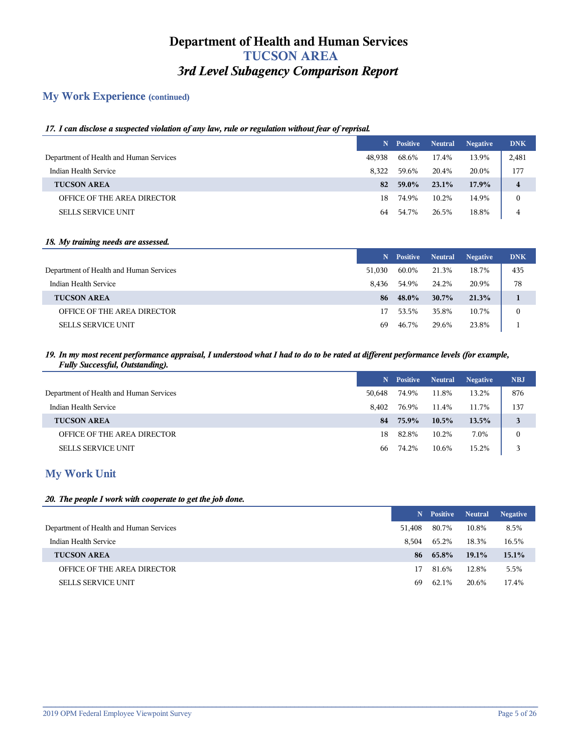# Department of Health and Human Services
# TUCSON AREA
# *3rd Level Subagency Comparison Report*

## My Work Experience (continued)

### *17. I can disclose a suspected violation of any law, rule or regulation without fear of reprisal.*

| | N | Positive | Neutral | Negative | DNK |
|---|---|---|---|---|---|
| Department of Health and Human Services | 48,938 | 68.6% | 17.4% | 13.9% | 2,481 |
| Indian Health Service | 8,322 | 59.6% | 20.4% | 20.0% | 177 |
| **TUCSON AREA** | **82** | **59.0%** | **23.1%** | **17.9%** | **4** |
| OFFICE OF THE AREA DIRECTOR | 18 | 74.9% | 10.2% | 14.9% | 0 |
| SELLS SERVICE UNIT | 64 | 54.7% | 26.5% | 18.8% | 4 |

### *18. My training needs are assessed.*

| | N | Positive | Neutral | Negative | DNK |
|---|---|---|---|---|---|
| Department of Health and Human Services | 51,030 | 60.0% | 21.3% | 18.7% | 435 |
| Indian Health Service | 8,436 | 54.9% | 24.2% | 20.9% | 78 |
| **TUCSON AREA** | **86** | **48.0%** | **30.7%** | **21.3%** | **1** |
| OFFICE OF THE AREA DIRECTOR | 17 | 53.5% | 35.8% | 10.7% | 0 |
| SELLS SERVICE UNIT | 69 | 46.7% | 29.6% | 23.8% | 1 |

### *19. In my most recent performance appraisal, I understood what I had to do to be rated at different performance levels (for example, Fully Successful, Outstanding).*

| | N | Positive | Neutral | Negative | NBJ |
|---|---|---|---|---|---|
| Department of Health and Human Services | 50,648 | 74.9% | 11.8% | 13.2% | 876 |
| Indian Health Service | 8,402 | 76.9% | 11.4% | 11.7% | 137 |
| **TUCSON AREA** | **84** | **75.9%** | **10.5%** | **13.5%** | **3** |
| OFFICE OF THE AREA DIRECTOR | 18 | 82.8% | 10.2% | 7.0% | 0 |
| SELLS SERVICE UNIT | 66 | 74.2% | 10.6% | 15.2% | 3 |

## My Work Unit

### *20. The people I work with cooperate to get the job done.*

| | N | Positive | Neutral | Negative |
|---|---|---|---|---|
| Department of Health and Human Services | 51,408 | 80.7% | 10.8% | 8.5% |
| Indian Health Service | 8,504 | 65.2% | 18.3% | 16.5% |
| **TUCSON AREA** | **86** | **65.8%** | **19.1%** | **15.1%** |
| OFFICE OF THE AREA DIRECTOR | 17 | 81.6% | 12.8% | 5.5% |
| SELLS SERVICE UNIT | 69 | 62.1% | 20.6% | 17.4% |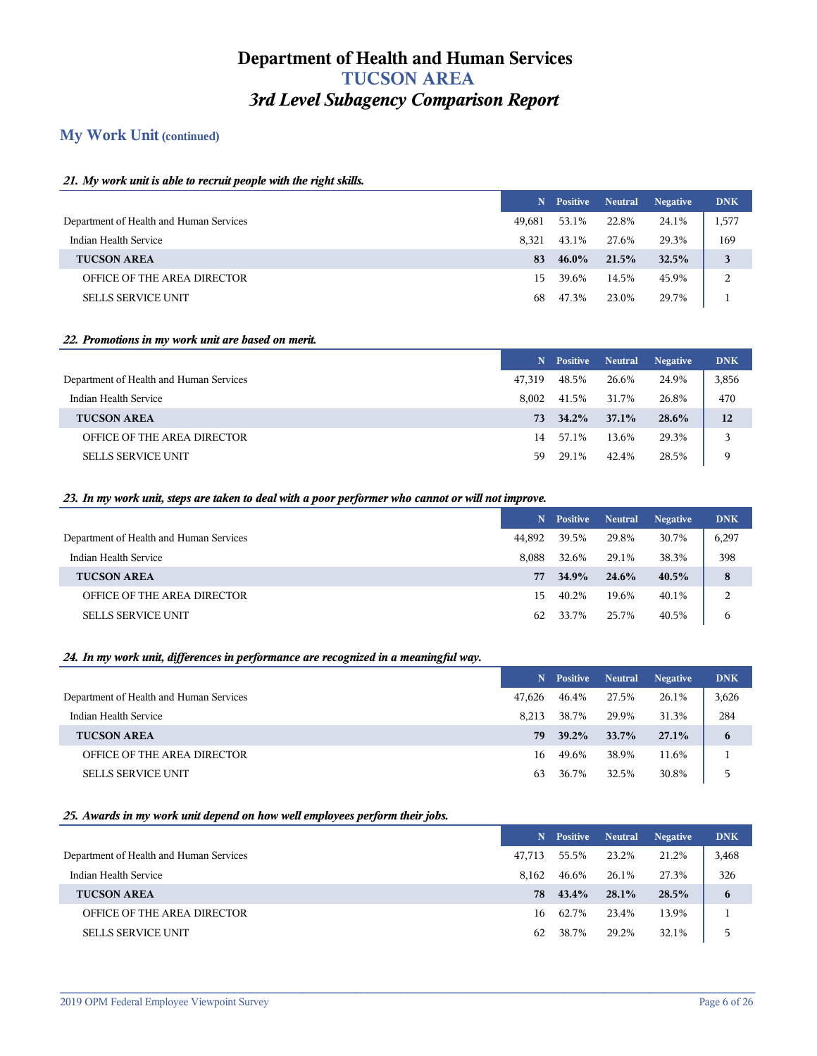# Department of Health and Human Services
# TUCSON AREA
# *3rd Level Subagency Comparison Report*

## My Work Unit (continued)

### *21. My work unit is able to recruit people with the right skills.*

| | N | Positive | Neutral | Negative | DNK |
|---|---|---|---|---|---|
| Department of Health and Human Services | 49,681 | 53.1% | 22.8% | 24.1% | 1,577 |
| Indian Health Service | 8,321 | 43.1% | 27.6% | 29.3% | 169 |
| **TUCSON AREA** | **83** | **46.0%** | **21.5%** | **32.5%** | **3** |
| OFFICE OF THE AREA DIRECTOR | 15 | 39.6% | 14.5% | 45.9% | 2 |
| SELLS SERVICE UNIT | 68 | 47.3% | 23.0% | 29.7% | 1 |

### *22. Promotions in my work unit are based on merit.*

| | N | Positive | Neutral | Negative | DNK |
|---|---|---|---|---|---|
| Department of Health and Human Services | 47,319 | 48.5% | 26.6% | 24.9% | 3,856 |
| Indian Health Service | 8,002 | 41.5% | 31.7% | 26.8% | 470 |
| **TUCSON AREA** | **73** | **34.2%** | **37.1%** | **28.6%** | **12** |
| OFFICE OF THE AREA DIRECTOR | 14 | 57.1% | 13.6% | 29.3% | 3 |
| SELLS SERVICE UNIT | 59 | 29.1% | 42.4% | 28.5% | 9 |

### *23. In my work unit, steps are taken to deal with a poor performer who cannot or will not improve.*

| | N | Positive | Neutral | Negative | DNK |
|---|---|---|---|---|---|
| Department of Health and Human Services | 44,892 | 39.5% | 29.8% | 30.7% | 6,297 |
| Indian Health Service | 8,088 | 32.6% | 29.1% | 38.3% | 398 |
| **TUCSON AREA** | **77** | **34.9%** | **24.6%** | **40.5%** | **8** |
| OFFICE OF THE AREA DIRECTOR | 15 | 40.2% | 19.6% | 40.1% | 2 |
| SELLS SERVICE UNIT | 62 | 33.7% | 25.7% | 40.5% | 6 |

### *24. In my work unit, differences in performance are recognized in a meaningful way.*

| | N | Positive | Neutral | Negative | DNK |
|---|---|---|---|---|---|
| Department of Health and Human Services | 47,626 | 46.4% | 27.5% | 26.1% | 3,626 |
| Indian Health Service | 8,213 | 38.7% | 29.9% | 31.3% | 284 |
| **TUCSON AREA** | **79** | **39.2%** | **33.7%** | **27.1%** | **6** |
| OFFICE OF THE AREA DIRECTOR | 16 | 49.6% | 38.9% | 11.6% | 1 |
| SELLS SERVICE UNIT | 63 | 36.7% | 32.5% | 30.8% | 5 |

### *25. Awards in my work unit depend on how well employees perform their jobs.*

| | N | Positive | Neutral | Negative | DNK |
|---|---|---|---|---|---|
| Department of Health and Human Services | 47,713 | 55.5% | 23.2% | 21.2% | 3,468 |
| Indian Health Service | 8,162 | 46.6% | 26.1% | 27.3% | 326 |
| **TUCSON AREA** | **78** | **43.4%** | **28.1%** | **28.5%** | **6** |
| OFFICE OF THE AREA DIRECTOR | 16 | 62.7% | 23.4% | 13.9% | 1 |
| SELLS SERVICE UNIT | 62 | 38.7% | 29.2% | 32.1% | 5 |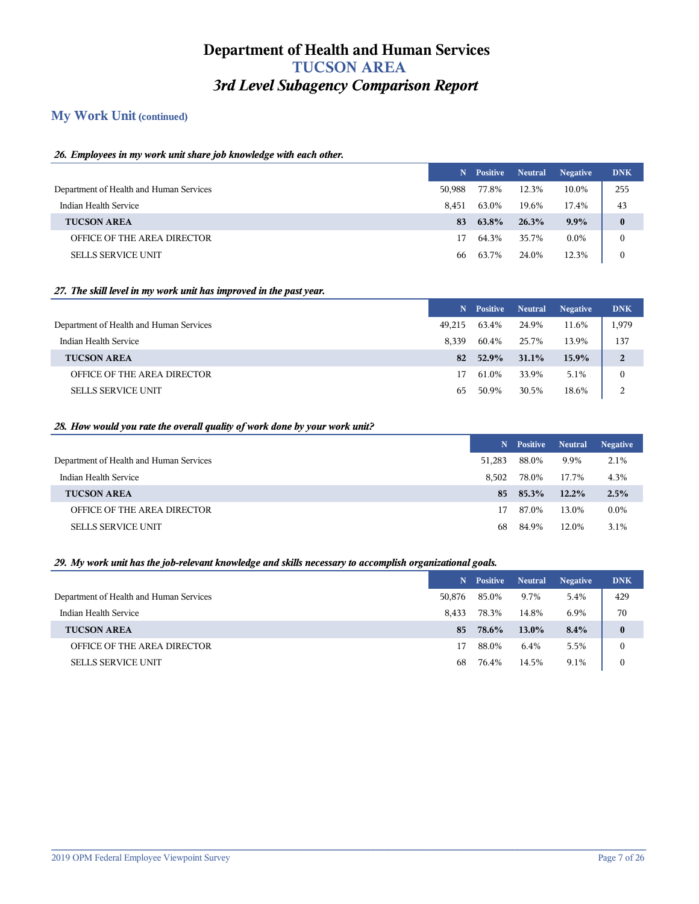# Department of Health and Human Services
## TUCSON AREA
### *3rd Level Subagency Comparison Report*

## My Work Unit (continued)

***26. Employees in my work unit share job knowledge with each other.***

| | N | Positive | Neutral | Negative | DNK |
|---|---|---|---|---|---|
| Department of Health and Human Services | 50,988 | 77.8% | 12.3% | 10.0% | 255 |
| Indian Health Service | 8,451 | 63.0% | 19.6% | 17.4% | 43 |
| **TUCSON AREA** | **83** | **63.8%** | **26.3%** | **9.9%** | **0** |
| OFFICE OF THE AREA DIRECTOR | 17 | 64.3% | 35.7% | 0.0% | 0 |
| SELLS SERVICE UNIT | 66 | 63.7% | 24.0% | 12.3% | 0 |

***27. The skill level in my work unit has improved in the past year.***

| | N | Positive | Neutral | Negative | DNK |
|---|---|---|---|---|---|
| Department of Health and Human Services | 49,215 | 63.4% | 24.9% | 11.6% | 1,979 |
| Indian Health Service | 8,339 | 60.4% | 25.7% | 13.9% | 137 |
| **TUCSON AREA** | **82** | **52.9%** | **31.1%** | **15.9%** | **2** |
| OFFICE OF THE AREA DIRECTOR | 17 | 61.0% | 33.9% | 5.1% | 0 |
| SELLS SERVICE UNIT | 65 | 50.9% | 30.5% | 18.6% | 2 |

***28. How would you rate the overall quality of work done by your work unit?***

| | N | Positive | Neutral | Negative |
|---|---|---|---|---|
| Department of Health and Human Services | 51,283 | 88.0% | 9.9% | 2.1% |
| Indian Health Service | 8,502 | 78.0% | 17.7% | 4.3% |
| **TUCSON AREA** | **85** | **85.3%** | **12.2%** | **2.5%** |
| OFFICE OF THE AREA DIRECTOR | 17 | 87.0% | 13.0% | 0.0% |
| SELLS SERVICE UNIT | 68 | 84.9% | 12.0% | 3.1% |

***29. My work unit has the job-relevant knowledge and skills necessary to accomplish organizational goals.***

| | N | Positive | Neutral | Negative | DNK |
|---|---|---|---|---|---|
| Department of Health and Human Services | 50,876 | 85.0% | 9.7% | 5.4% | 429 |
| Indian Health Service | 8,433 | 78.3% | 14.8% | 6.9% | 70 |
| **TUCSON AREA** | **85** | **78.6%** | **13.0%** | **8.4%** | **0** |
| OFFICE OF THE AREA DIRECTOR | 17 | 88.0% | 6.4% | 5.5% | 0 |
| SELLS SERVICE UNIT | 68 | 76.4% | 14.5% | 9.1% | 0 |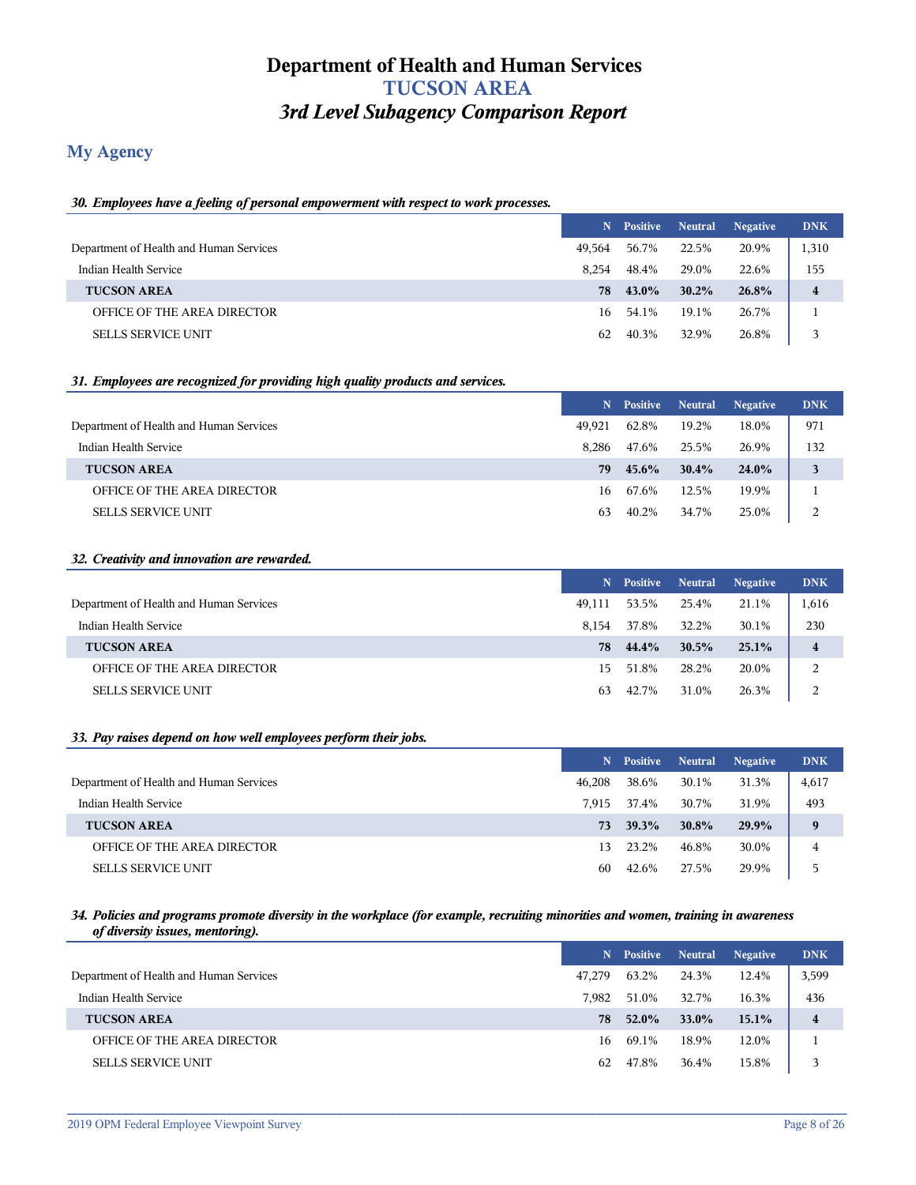# Department of Health and Human Services
# TUCSON AREA
# *3rd Level Subagency Comparison Report*

## My Agency

***30. Employees have a feeling of personal empowerment with respect to work processes.***

| | N | Positive | Neutral | Negative | DNK |
|---|---|---|---|---|---|
| Department of Health and Human Services | 49,564 | 56.7% | 22.5% | 20.9% | 1,310 |
| Indian Health Service | 8,254 | 48.4% | 29.0% | 22.6% | 155 |
| **TUCSON AREA** | **78** | **43.0%** | **30.2%** | **26.8%** | **4** |
| OFFICE OF THE AREA DIRECTOR | 16 | 54.1% | 19.1% | 26.7% | 1 |
| SELLS SERVICE UNIT | 62 | 40.3% | 32.9% | 26.8% | 3 |

***31. Employees are recognized for providing high quality products and services.***

| | N | Positive | Neutral | Negative | DNK |
|---|---|---|---|---|---|
| Department of Health and Human Services | 49,921 | 62.8% | 19.2% | 18.0% | 971 |
| Indian Health Service | 8,286 | 47.6% | 25.5% | 26.9% | 132 |
| **TUCSON AREA** | **79** | **45.6%** | **30.4%** | **24.0%** | **3** |
| OFFICE OF THE AREA DIRECTOR | 16 | 67.6% | 12.5% | 19.9% | 1 |
| SELLS SERVICE UNIT | 63 | 40.2% | 34.7% | 25.0% | 2 |

***32. Creativity and innovation are rewarded.***

| | N | Positive | Neutral | Negative | DNK |
|---|---|---|---|---|---|
| Department of Health and Human Services | 49,111 | 53.5% | 25.4% | 21.1% | 1,616 |
| Indian Health Service | 8,154 | 37.8% | 32.2% | 30.1% | 230 |
| **TUCSON AREA** | **78** | **44.4%** | **30.5%** | **25.1%** | **4** |
| OFFICE OF THE AREA DIRECTOR | 15 | 51.8% | 28.2% | 20.0% | 2 |
| SELLS SERVICE UNIT | 63 | 42.7% | 31.0% | 26.3% | 2 |

***33. Pay raises depend on how well employees perform their jobs.***

| | N | Positive | Neutral | Negative | DNK |
|---|---|---|---|---|---|
| Department of Health and Human Services | 46,208 | 38.6% | 30.1% | 31.3% | 4,617 |
| Indian Health Service | 7,915 | 37.4% | 30.7% | 31.9% | 493 |
| **TUCSON AREA** | **73** | **39.3%** | **30.8%** | **29.9%** | **9** |
| OFFICE OF THE AREA DIRECTOR | 13 | 23.2% | 46.8% | 30.0% | 4 |
| SELLS SERVICE UNIT | 60 | 42.6% | 27.5% | 29.9% | 5 |

***34. Policies and programs promote diversity in the workplace (for example, recruiting minorities and women, training in awareness of diversity issues, mentoring).***

| | N | Positive | Neutral | Negative | DNK |
|---|---|---|---|---|---|
| Department of Health and Human Services | 47,279 | 63.2% | 24.3% | 12.4% | 3,599 |
| Indian Health Service | 7,982 | 51.0% | 32.7% | 16.3% | 436 |
| **TUCSON AREA** | **78** | **52.0%** | **33.0%** | **15.1%** | **4** |
| OFFICE OF THE AREA DIRECTOR | 16 | 69.1% | 18.9% | 12.0% | 1 |
| SELLS SERVICE UNIT | 62 | 47.8% | 36.4% | 15.8% | 3 |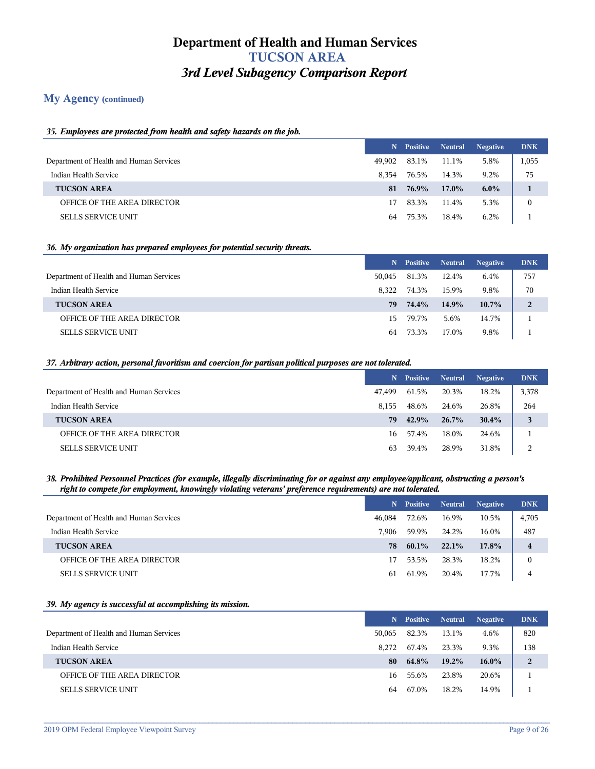# Department of Health and Human Services
## TUCSON AREA
### *3rd Level Subagency Comparison Report*

## My Agency (continued)

***35. Employees are protected from health and safety hazards on the job.***

| | N | Positive | Neutral | Negative | DNK |
|---|---|---|---|---|---|
| Department of Health and Human Services | 49,902 | 83.1% | 11.1% | 5.8% | 1,055 |
| Indian Health Service | 8,354 | 76.5% | 14.3% | 9.2% | 75 |
| **TUCSON AREA** | **81** | **76.9%** | **17.0%** | **6.0%** | **1** |
| OFFICE OF THE AREA DIRECTOR | 17 | 83.3% | 11.4% | 5.3% | 0 |
| SELLS SERVICE UNIT | 64 | 75.3% | 18.4% | 6.2% | 1 |

***36. My organization has prepared employees for potential security threats.***

| | N | Positive | Neutral | Negative | DNK |
|---|---|---|---|---|---|
| Department of Health and Human Services | 50,045 | 81.3% | 12.4% | 6.4% | 757 |
| Indian Health Service | 8,322 | 74.3% | 15.9% | 9.8% | 70 |
| **TUCSON AREA** | **79** | **74.4%** | **14.9%** | **10.7%** | **2** |
| OFFICE OF THE AREA DIRECTOR | 15 | 79.7% | 5.6% | 14.7% | 1 |
| SELLS SERVICE UNIT | 64 | 73.3% | 17.0% | 9.8% | 1 |

***37. Arbitrary action, personal favoritism and coercion for partisan political purposes are not tolerated.***

| | N | Positive | Neutral | Negative | DNK |
|---|---|---|---|---|---|
| Department of Health and Human Services | 47,499 | 61.5% | 20.3% | 18.2% | 3,378 |
| Indian Health Service | 8,155 | 48.6% | 24.6% | 26.8% | 264 |
| **TUCSON AREA** | **79** | **42.9%** | **26.7%** | **30.4%** | **3** |
| OFFICE OF THE AREA DIRECTOR | 16 | 57.4% | 18.0% | 24.6% | 1 |
| SELLS SERVICE UNIT | 63 | 39.4% | 28.9% | 31.8% | 2 |

***38. Prohibited Personnel Practices (for example, illegally discriminating for or against any employee/applicant, obstructing a person's right to compete for employment, knowingly violating veterans' preference requirements) are not tolerated.***

| | N | Positive | Neutral | Negative | DNK |
|---|---|---|---|---|---|
| Department of Health and Human Services | 46,084 | 72.6% | 16.9% | 10.5% | 4,705 |
| Indian Health Service | 7,906 | 59.9% | 24.2% | 16.0% | 487 |
| **TUCSON AREA** | **78** | **60.1%** | **22.1%** | **17.8%** | **4** |
| OFFICE OF THE AREA DIRECTOR | 17 | 53.5% | 28.3% | 18.2% | 0 |
| SELLS SERVICE UNIT | 61 | 61.9% | 20.4% | 17.7% | 4 |

***39. My agency is successful at accomplishing its mission.***

| | N | Positive | Neutral | Negative | DNK |
|---|---|---|---|---|---|
| Department of Health and Human Services | 50,065 | 82.3% | 13.1% | 4.6% | 820 |
| Indian Health Service | 8,272 | 67.4% | 23.3% | 9.3% | 138 |
| **TUCSON AREA** | **80** | **64.8%** | **19.2%** | **16.0%** | **2** |
| OFFICE OF THE AREA DIRECTOR | 16 | 55.6% | 23.8% | 20.6% | 1 |
| SELLS SERVICE UNIT | 64 | 67.0% | 18.2% | 14.9% | 1 |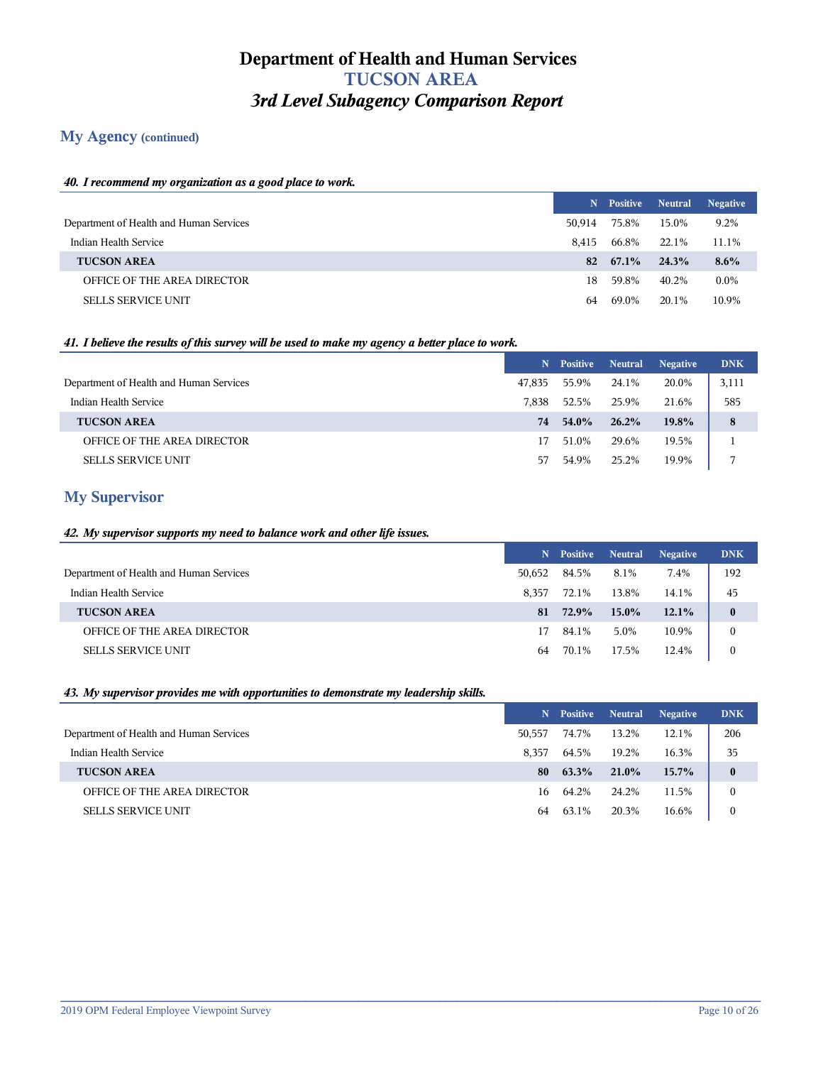# Department of Health and Human Services
## TUCSON AREA
### *3rd Level Subagency Comparison Report*

## My Agency (continued)

***40. I recommend my organization as a good place to work.***

| | N | Positive | Neutral | Negative |
|---|---|---|---|---|
| Department of Health and Human Services | 50,914 | 75.8% | 15.0% | 9.2% |
| Indian Health Service | 8,415 | 66.8% | 22.1% | 11.1% |
| **TUCSON AREA** | **82** | **67.1%** | **24.3%** | **8.6%** |
| OFFICE OF THE AREA DIRECTOR | 18 | 59.8% | 40.2% | 0.0% |
| SELLS SERVICE UNIT | 64 | 69.0% | 20.1% | 10.9% |

***41. I believe the results of this survey will be used to make my agency a better place to work.***

| | N | Positive | Neutral | Negative | DNK |
|---|---|---|---|---|---|
| Department of Health and Human Services | 47,835 | 55.9% | 24.1% | 20.0% | 3,111 |
| Indian Health Service | 7,838 | 52.5% | 25.9% | 21.6% | 585 |
| **TUCSON AREA** | **74** | **54.0%** | **26.2%** | **19.8%** | **8** |
| OFFICE OF THE AREA DIRECTOR | 17 | 51.0% | 29.6% | 19.5% | 1 |
| SELLS SERVICE UNIT | 57 | 54.9% | 25.2% | 19.9% | 7 |

## My Supervisor

***42. My supervisor supports my need to balance work and other life issues.***

| | N | Positive | Neutral | Negative | DNK |
|---|---|---|---|---|---|
| Department of Health and Human Services | 50,652 | 84.5% | 8.1% | 7.4% | 192 |
| Indian Health Service | 8,357 | 72.1% | 13.8% | 14.1% | 45 |
| **TUCSON AREA** | **81** | **72.9%** | **15.0%** | **12.1%** | **0** |
| OFFICE OF THE AREA DIRECTOR | 17 | 84.1% | 5.0% | 10.9% | 0 |
| SELLS SERVICE UNIT | 64 | 70.1% | 17.5% | 12.4% | 0 |

***43. My supervisor provides me with opportunities to demonstrate my leadership skills.***

| | N | Positive | Neutral | Negative | DNK |
|---|---|---|---|---|---|
| Department of Health and Human Services | 50,557 | 74.7% | 13.2% | 12.1% | 206 |
| Indian Health Service | 8,357 | 64.5% | 19.2% | 16.3% | 35 |
| **TUCSON AREA** | **80** | **63.3%** | **21.0%** | **15.7%** | **0** |
| OFFICE OF THE AREA DIRECTOR | 16 | 64.2% | 24.2% | 11.5% | 0 |
| SELLS SERVICE UNIT | 64 | 63.1% | 20.3% | 16.6% | 0 |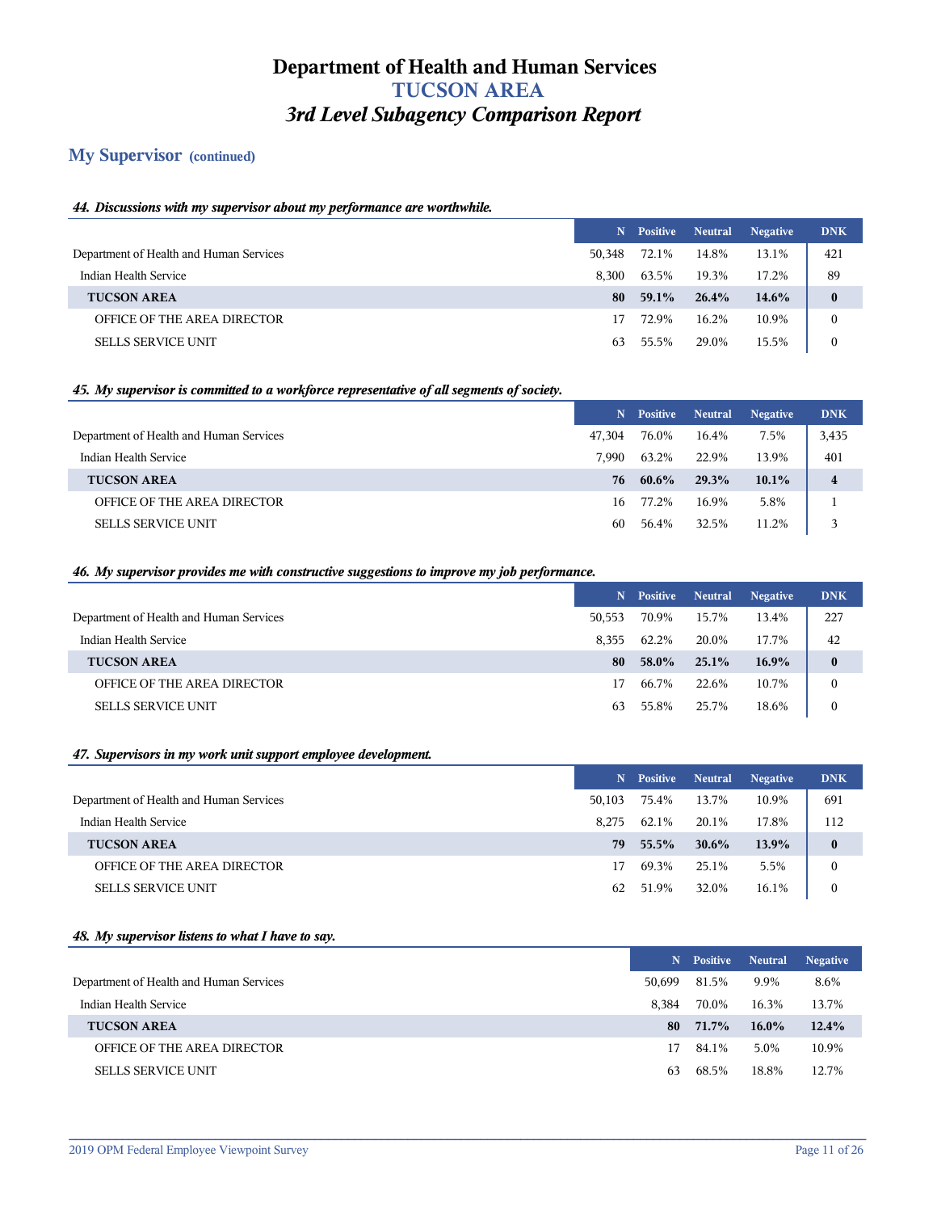# Department of Health and Human Services
# TUCSON AREA
# *3rd Level Subagency Comparison Report*

## My Supervisor (continued)

### *44. Discussions with my supervisor about my performance are worthwhile.*

| | N | Positive | Neutral | Negative | DNK |
|---|---|---|---|---|---|
| Department of Health and Human Services | 50,348 | 72.1% | 14.8% | 13.1% | 421 |
| Indian Health Service | 8,300 | 63.5% | 19.3% | 17.2% | 89 |
| **TUCSON AREA** | **80** | **59.1%** | **26.4%** | **14.6%** | **0** |
| OFFICE OF THE AREA DIRECTOR | 17 | 72.9% | 16.2% | 10.9% | 0 |
| SELLS SERVICE UNIT | 63 | 55.5% | 29.0% | 15.5% | 0 |

### *45. My supervisor is committed to a workforce representative of all segments of society.*

| | N | Positive | Neutral | Negative | DNK |
|---|---|---|---|---|---|
| Department of Health and Human Services | 47,304 | 76.0% | 16.4% | 7.5% | 3,435 |
| Indian Health Service | 7,990 | 63.2% | 22.9% | 13.9% | 401 |
| **TUCSON AREA** | **76** | **60.6%** | **29.3%** | **10.1%** | **4** |
| OFFICE OF THE AREA DIRECTOR | 16 | 77.2% | 16.9% | 5.8% | 1 |
| SELLS SERVICE UNIT | 60 | 56.4% | 32.5% | 11.2% | 3 |

### *46. My supervisor provides me with constructive suggestions to improve my job performance.*

| | N | Positive | Neutral | Negative | DNK |
|---|---|---|---|---|---|
| Department of Health and Human Services | 50,553 | 70.9% | 15.7% | 13.4% | 227 |
| Indian Health Service | 8,355 | 62.2% | 20.0% | 17.7% | 42 |
| **TUCSON AREA** | **80** | **58.0%** | **25.1%** | **16.9%** | **0** |
| OFFICE OF THE AREA DIRECTOR | 17 | 66.7% | 22.6% | 10.7% | 0 |
| SELLS SERVICE UNIT | 63 | 55.8% | 25.7% | 18.6% | 0 |

### *47. Supervisors in my work unit support employee development.*

| | N | Positive | Neutral | Negative | DNK |
|---|---|---|---|---|---|
| Department of Health and Human Services | 50,103 | 75.4% | 13.7% | 10.9% | 691 |
| Indian Health Service | 8,275 | 62.1% | 20.1% | 17.8% | 112 |
| **TUCSON AREA** | **79** | **55.5%** | **30.6%** | **13.9%** | **0** |
| OFFICE OF THE AREA DIRECTOR | 17 | 69.3% | 25.1% | 5.5% | 0 |
| SELLS SERVICE UNIT | 62 | 51.9% | 32.0% | 16.1% | 0 |

### *48. My supervisor listens to what I have to say.*

| | N | Positive | Neutral | Negative |
|---|---|---|---|---|
| Department of Health and Human Services | 50,699 | 81.5% | 9.9% | 8.6% |
| Indian Health Service | 8,384 | 70.0% | 16.3% | 13.7% |
| **TUCSON AREA** | **80** | **71.7%** | **16.0%** | **12.4%** |
| OFFICE OF THE AREA DIRECTOR | 17 | 84.1% | 5.0% | 10.9% |
| SELLS SERVICE UNIT | 63 | 68.5% | 18.8% | 12.7% |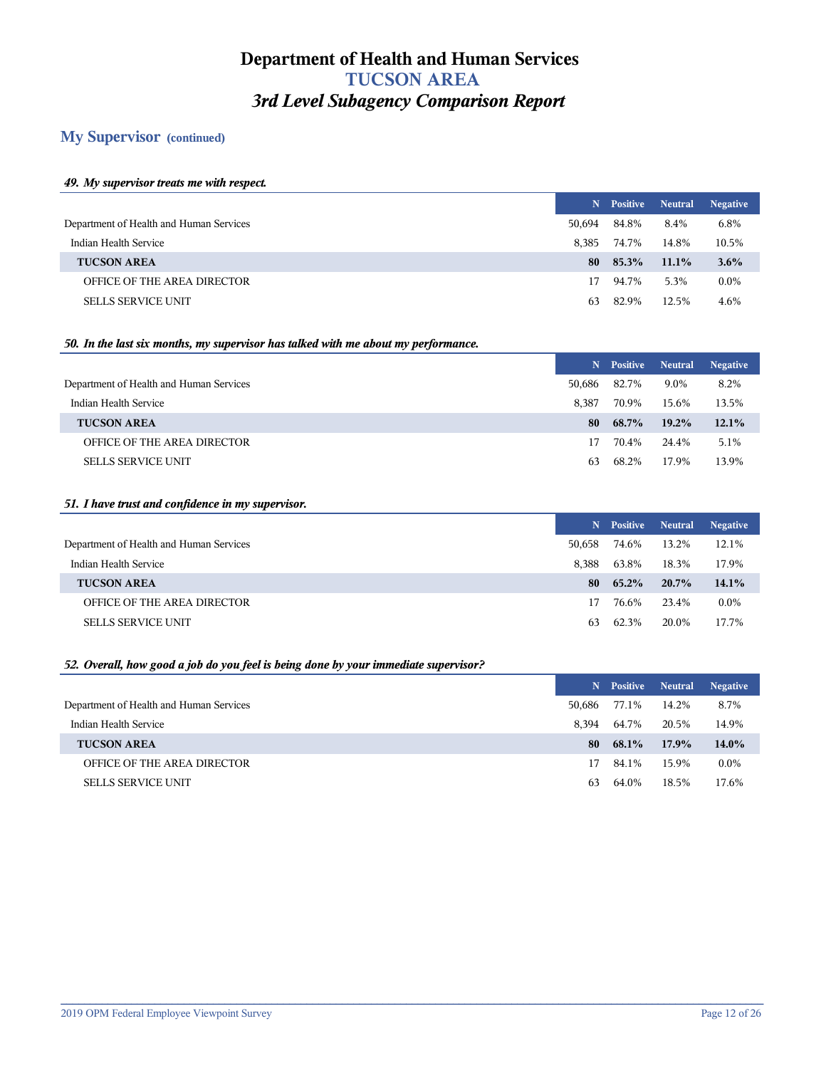# Department of Health and Human Services
## TUCSON AREA
### *3rd Level Subagency Comparison Report*

## My Supervisor (continued)

***49. My supervisor treats me with respect.***

| | N | Positive | Neutral | Negative |
|---|---|---|---|---|
| Department of Health and Human Services | 50,694 | 84.8% | 8.4% | 6.8% |
| Indian Health Service | 8,385 | 74.7% | 14.8% | 10.5% |
| **TUCSON AREA** | **80** | **85.3%** | **11.1%** | **3.6%** |
| OFFICE OF THE AREA DIRECTOR | 17 | 94.7% | 5.3% | 0.0% |
| SELLS SERVICE UNIT | 63 | 82.9% | 12.5% | 4.6% |

***50. In the last six months, my supervisor has talked with me about my performance.***

| | N | Positive | Neutral | Negative |
|---|---|---|---|---|
| Department of Health and Human Services | 50,686 | 82.7% | 9.0% | 8.2% |
| Indian Health Service | 8,387 | 70.9% | 15.6% | 13.5% |
| **TUCSON AREA** | **80** | **68.7%** | **19.2%** | **12.1%** |
| OFFICE OF THE AREA DIRECTOR | 17 | 70.4% | 24.4% | 5.1% |
| SELLS SERVICE UNIT | 63 | 68.2% | 17.9% | 13.9% |

***51. I have trust and confidence in my supervisor.***

| | N | Positive | Neutral | Negative |
|---|---|---|---|---|
| Department of Health and Human Services | 50,658 | 74.6% | 13.2% | 12.1% |
| Indian Health Service | 8,388 | 63.8% | 18.3% | 17.9% |
| **TUCSON AREA** | **80** | **65.2%** | **20.7%** | **14.1%** |
| OFFICE OF THE AREA DIRECTOR | 17 | 76.6% | 23.4% | 0.0% |
| SELLS SERVICE UNIT | 63 | 62.3% | 20.0% | 17.7% |

***52. Overall, how good a job do you feel is being done by your immediate supervisor?***

| | N | Positive | Neutral | Negative |
|---|---|---|---|---|
| Department of Health and Human Services | 50,686 | 77.1% | 14.2% | 8.7% |
| Indian Health Service | 8,394 | 64.7% | 20.5% | 14.9% |
| **TUCSON AREA** | **80** | **68.1%** | **17.9%** | **14.0%** |
| OFFICE OF THE AREA DIRECTOR | 17 | 84.1% | 15.9% | 0.0% |
| SELLS SERVICE UNIT | 63 | 64.0% | 18.5% | 17.6% |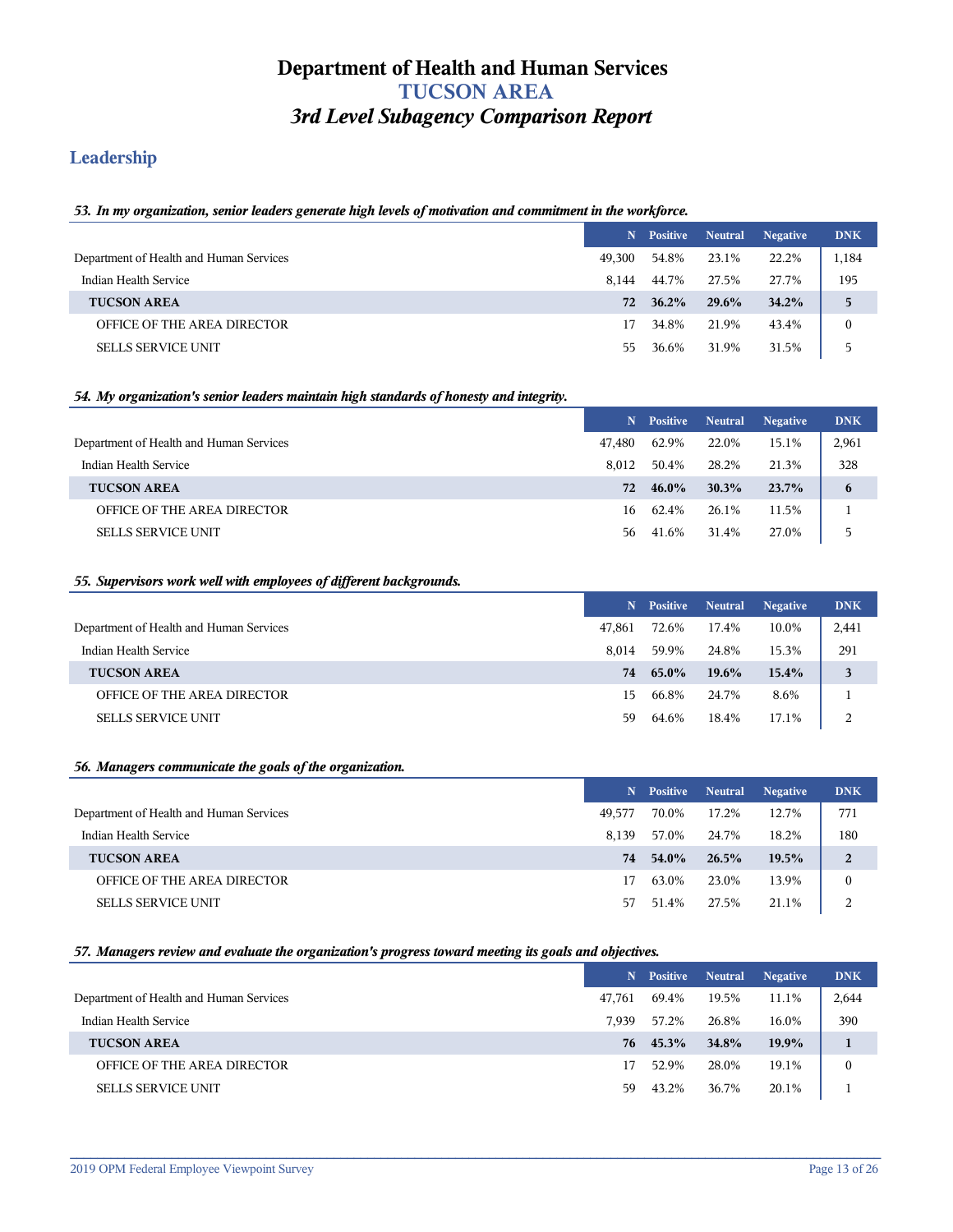# Department of Health and Human Services
## TUCSON AREA
### *3rd Level Subagency Comparison Report*

## Leadership

***53. In my organization, senior leaders generate high levels of motivation and commitment in the workforce.***

| | N | Positive | Neutral | Negative | DNK |
|---|---|---|---|---|---|
| Department of Health and Human Services | 49,300 | 54.8% | 23.1% | 22.2% | 1,184 |
| Indian Health Service | 8,144 | 44.7% | 27.5% | 27.7% | 195 |
| **TUCSON AREA** | **72** | **36.2%** | **29.6%** | **34.2%** | **5** |
| OFFICE OF THE AREA DIRECTOR | 17 | 34.8% | 21.9% | 43.4% | 0 |
| SELLS SERVICE UNIT | 55 | 36.6% | 31.9% | 31.5% | 5 |

***54. My organization's senior leaders maintain high standards of honesty and integrity.***

| | N | Positive | Neutral | Negative | DNK |
|---|---|---|---|---|---|
| Department of Health and Human Services | 47,480 | 62.9% | 22.0% | 15.1% | 2,961 |
| Indian Health Service | 8,012 | 50.4% | 28.2% | 21.3% | 328 |
| **TUCSON AREA** | **72** | **46.0%** | **30.3%** | **23.7%** | **6** |
| OFFICE OF THE AREA DIRECTOR | 16 | 62.4% | 26.1% | 11.5% | 1 |
| SELLS SERVICE UNIT | 56 | 41.6% | 31.4% | 27.0% | 5 |

***55. Supervisors work well with employees of different backgrounds.***

| | N | Positive | Neutral | Negative | DNK |
|---|---|---|---|---|---|
| Department of Health and Human Services | 47,861 | 72.6% | 17.4% | 10.0% | 2,441 |
| Indian Health Service | 8,014 | 59.9% | 24.8% | 15.3% | 291 |
| **TUCSON AREA** | **74** | **65.0%** | **19.6%** | **15.4%** | **3** |
| OFFICE OF THE AREA DIRECTOR | 15 | 66.8% | 24.7% | 8.6% | 1 |
| SELLS SERVICE UNIT | 59 | 64.6% | 18.4% | 17.1% | 2 |

***56. Managers communicate the goals of the organization.***

| | N | Positive | Neutral | Negative | DNK |
|---|---|---|---|---|---|
| Department of Health and Human Services | 49,577 | 70.0% | 17.2% | 12.7% | 771 |
| Indian Health Service | 8,139 | 57.0% | 24.7% | 18.2% | 180 |
| **TUCSON AREA** | **74** | **54.0%** | **26.5%** | **19.5%** | **2** |
| OFFICE OF THE AREA DIRECTOR | 17 | 63.0% | 23.0% | 13.9% | 0 |
| SELLS SERVICE UNIT | 57 | 51.4% | 27.5% | 21.1% | 2 |

***57. Managers review and evaluate the organization's progress toward meeting its goals and objectives.***

| | N | Positive | Neutral | Negative | DNK |
|---|---|---|---|---|---|
| Department of Health and Human Services | 47,761 | 69.4% | 19.5% | 11.1% | 2,644 |
| Indian Health Service | 7,939 | 57.2% | 26.8% | 16.0% | 390 |
| **TUCSON AREA** | **76** | **45.3%** | **34.8%** | **19.9%** | **1** |
| OFFICE OF THE AREA DIRECTOR | 17 | 52.9% | 28.0% | 19.1% | 0 |
| SELLS SERVICE UNIT | 59 | 43.2% | 36.7% | 20.1% | 1 |

2019 OPM Federal Employee Viewpoint Survey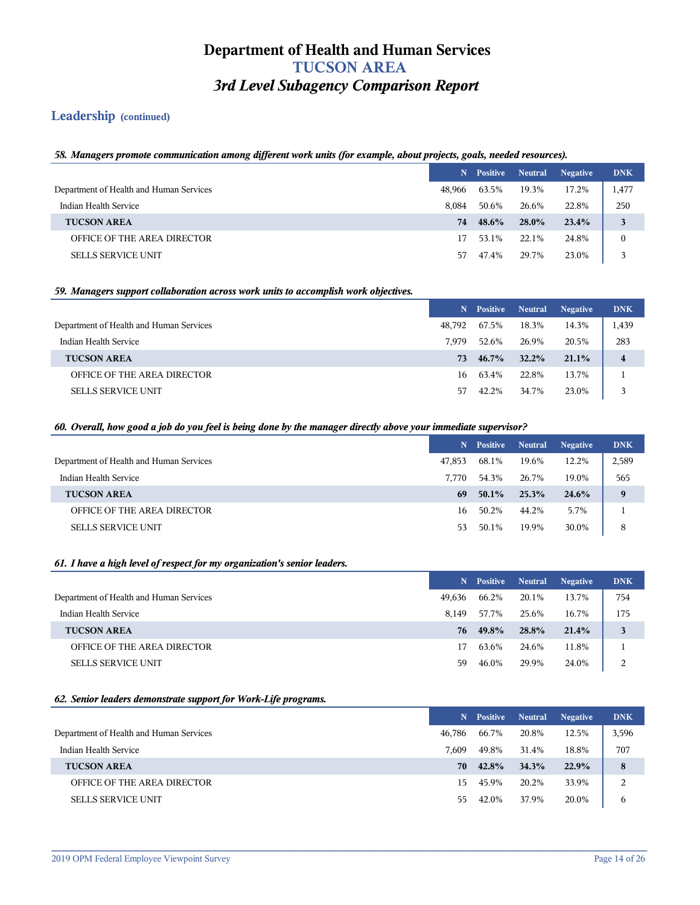# Department of Health and Human Services
## TUCSON AREA
### *3rd Level Subagency Comparison Report*

## Leadership (continued)

***58. Managers promote communication among different work units (for example, about projects, goals, needed resources).***

| | N | Positive | Neutral | Negative | DNK |
|---|---|---|---|---|---|
| Department of Health and Human Services | 48,966 | 63.5% | 19.3% | 17.2% | 1,477 |
| Indian Health Service | 8,084 | 50.6% | 26.6% | 22.8% | 250 |
| **TUCSON AREA** | **74** | **48.6%** | **28.0%** | **23.4%** | **3** |
| OFFICE OF THE AREA DIRECTOR | 17 | 53.1% | 22.1% | 24.8% | 0 |
| SELLS SERVICE UNIT | 57 | 47.4% | 29.7% | 23.0% | 3 |

***59. Managers support collaboration across work units to accomplish work objectives.***

| | N | Positive | Neutral | Negative | DNK |
|---|---|---|---|---|---|
| Department of Health and Human Services | 48,792 | 67.5% | 18.3% | 14.3% | 1,439 |
| Indian Health Service | 7,979 | 52.6% | 26.9% | 20.5% | 283 |
| **TUCSON AREA** | **73** | **46.7%** | **32.2%** | **21.1%** | **4** |
| OFFICE OF THE AREA DIRECTOR | 16 | 63.4% | 22.8% | 13.7% | 1 |
| SELLS SERVICE UNIT | 57 | 42.2% | 34.7% | 23.0% | 3 |

***60. Overall, how good a job do you feel is being done by the manager directly above your immediate supervisor?***

| | N | Positive | Neutral | Negative | DNK |
|---|---|---|---|---|---|
| Department of Health and Human Services | 47,853 | 68.1% | 19.6% | 12.2% | 2,589 |
| Indian Health Service | 7,770 | 54.3% | 26.7% | 19.0% | 565 |
| **TUCSON AREA** | **69** | **50.1%** | **25.3%** | **24.6%** | **9** |
| OFFICE OF THE AREA DIRECTOR | 16 | 50.2% | 44.2% | 5.7% | 1 |
| SELLS SERVICE UNIT | 53 | 50.1% | 19.9% | 30.0% | 8 |

***61. I have a high level of respect for my organization's senior leaders.***

| | N | Positive | Neutral | Negative | DNK |
|---|---|---|---|---|---|
| Department of Health and Human Services | 49,636 | 66.2% | 20.1% | 13.7% | 754 |
| Indian Health Service | 8,149 | 57.7% | 25.6% | 16.7% | 175 |
| **TUCSON AREA** | **76** | **49.8%** | **28.8%** | **21.4%** | **3** |
| OFFICE OF THE AREA DIRECTOR | 17 | 63.6% | 24.6% | 11.8% | 1 |
| SELLS SERVICE UNIT | 59 | 46.0% | 29.9% | 24.0% | 2 |

***62. Senior leaders demonstrate support for Work-Life programs.***

| | N | Positive | Neutral | Negative | DNK |
|---|---|---|---|---|---|
| Department of Health and Human Services | 46,786 | 66.7% | 20.8% | 12.5% | 3,596 |
| Indian Health Service | 7,609 | 49.8% | 31.4% | 18.8% | 707 |
| **TUCSON AREA** | **70** | **42.8%** | **34.3%** | **22.9%** | **8** |
| OFFICE OF THE AREA DIRECTOR | 15 | 45.9% | 20.2% | 33.9% | 2 |
| SELLS SERVICE UNIT | 55 | 42.0% | 37.9% | 20.0% | 6 |

2019 OPM Federal Employee Viewpoint Survey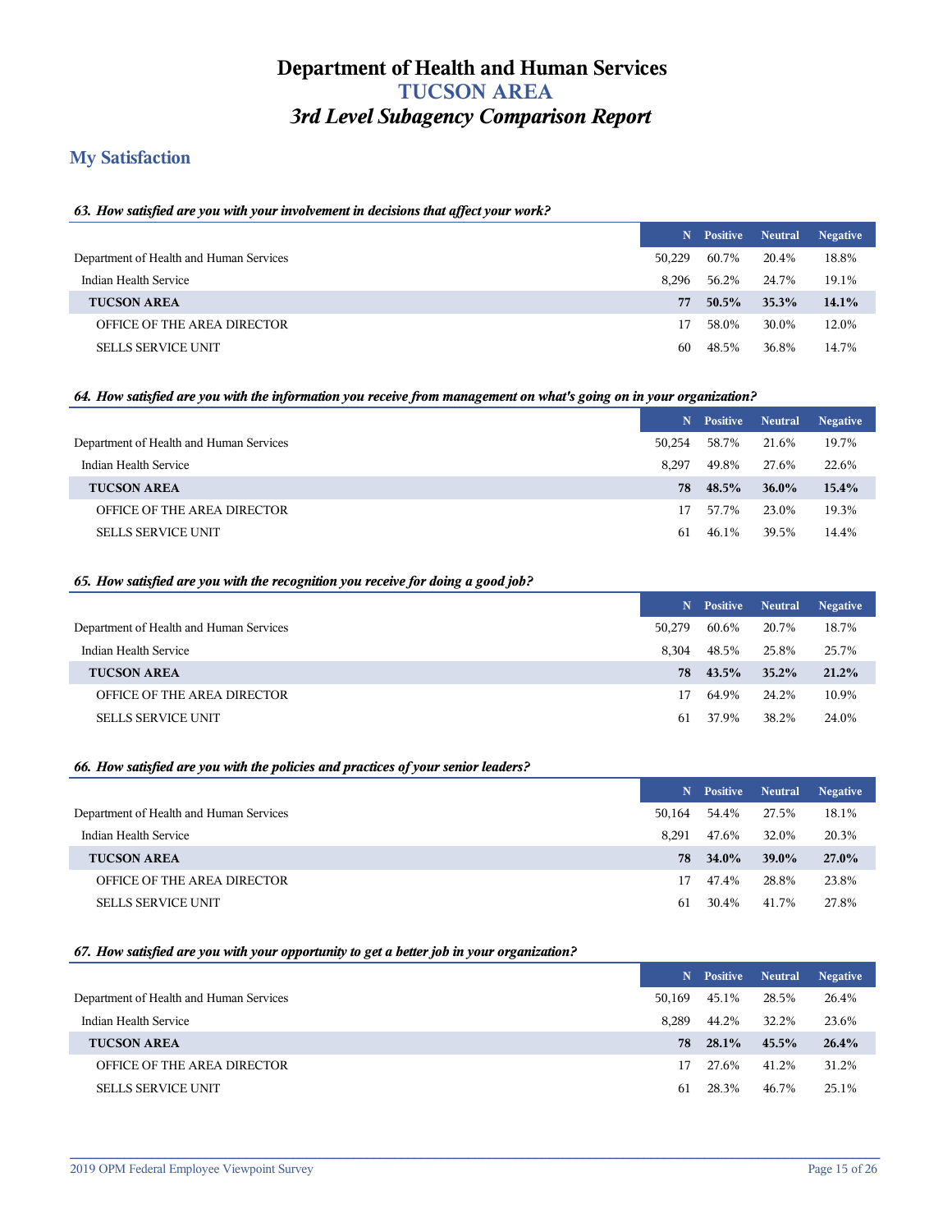# Department of Health and Human Services
# TUCSON AREA
# *3rd Level Subagency Comparison Report*

## My Satisfaction

### *63. How satisfied are you with your involvement in decisions that affect your work?*

| | N | Positive | Neutral | Negative |
|---|---|---|---|---|
| Department of Health and Human Services | 50,229 | 60.7% | 20.4% | 18.8% |
| Indian Health Service | 8,296 | 56.2% | 24.7% | 19.1% |
| **TUCSON AREA** | **77** | **50.5%** | **35.3%** | **14.1%** |
| OFFICE OF THE AREA DIRECTOR | 17 | 58.0% | 30.0% | 12.0% |
| SELLS SERVICE UNIT | 60 | 48.5% | 36.8% | 14.7% |

### *64. How satisfied are you with the information you receive from management on what's going on in your organization?*

| | N | Positive | Neutral | Negative |
|---|---|---|---|---|
| Department of Health and Human Services | 50,254 | 58.7% | 21.6% | 19.7% |
| Indian Health Service | 8,297 | 49.8% | 27.6% | 22.6% |
| **TUCSON AREA** | **78** | **48.5%** | **36.0%** | **15.4%** |
| OFFICE OF THE AREA DIRECTOR | 17 | 57.7% | 23.0% | 19.3% |
| SELLS SERVICE UNIT | 61 | 46.1% | 39.5% | 14.4% |

### *65. How satisfied are you with the recognition you receive for doing a good job?*

| | N | Positive | Neutral | Negative |
|---|---|---|---|---|
| Department of Health and Human Services | 50,279 | 60.6% | 20.7% | 18.7% |
| Indian Health Service | 8,304 | 48.5% | 25.8% | 25.7% |
| **TUCSON AREA** | **78** | **43.5%** | **35.2%** | **21.2%** |
| OFFICE OF THE AREA DIRECTOR | 17 | 64.9% | 24.2% | 10.9% |
| SELLS SERVICE UNIT | 61 | 37.9% | 38.2% | 24.0% |

### *66. How satisfied are you with the policies and practices of your senior leaders?*

| | N | Positive | Neutral | Negative |
|---|---|---|---|---|
| Department of Health and Human Services | 50,164 | 54.4% | 27.5% | 18.1% |
| Indian Health Service | 8,291 | 47.6% | 32.0% | 20.3% |
| **TUCSON AREA** | **78** | **34.0%** | **39.0%** | **27.0%** |
| OFFICE OF THE AREA DIRECTOR | 17 | 47.4% | 28.8% | 23.8% |
| SELLS SERVICE UNIT | 61 | 30.4% | 41.7% | 27.8% |

### *67. How satisfied are you with your opportunity to get a better job in your organization?*

| | N | Positive | Neutral | Negative |
|---|---|---|---|---|
| Department of Health and Human Services | 50,169 | 45.1% | 28.5% | 26.4% |
| Indian Health Service | 8,289 | 44.2% | 32.2% | 23.6% |
| **TUCSON AREA** | **78** | **28.1%** | **45.5%** | **26.4%** |
| OFFICE OF THE AREA DIRECTOR | 17 | 27.6% | 41.2% | 31.2% |
| SELLS SERVICE UNIT | 61 | 28.3% | 46.7% | 25.1% |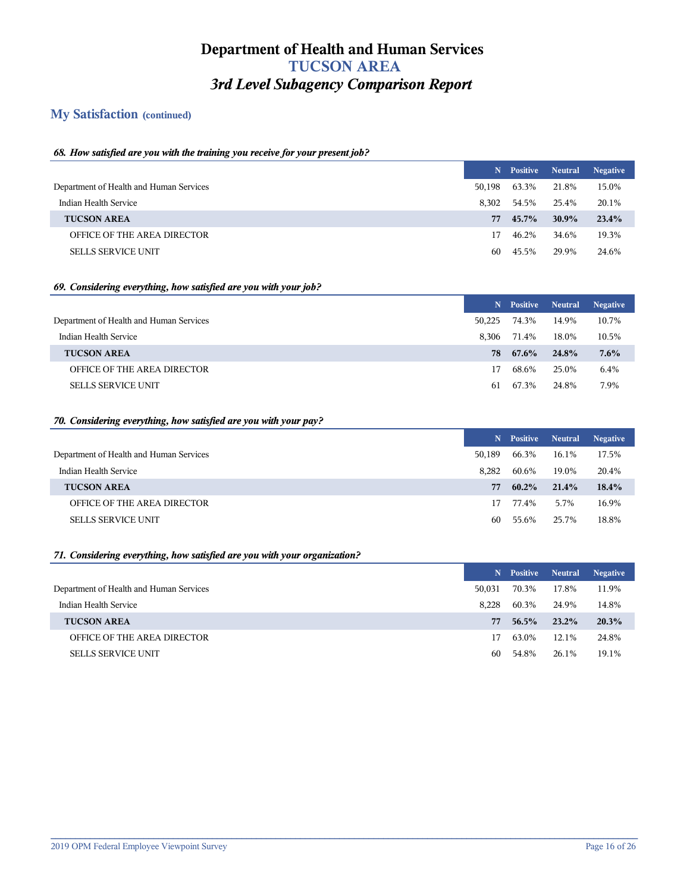# Department of Health and Human Services
# TUCSON AREA
# *3rd Level Subagency Comparison Report*

## My Satisfaction (continued)

### *68. How satisfied are you with the training you receive for your present job?*

| | N | Positive | Neutral | Negative |
|---|---|---|---|---|
| Department of Health and Human Services | 50,198 | 63.3% | 21.8% | 15.0% |
| Indian Health Service | 8,302 | 54.5% | 25.4% | 20.1% |
| **TUCSON AREA** | **77** | **45.7%** | **30.9%** | **23.4%** |
| OFFICE OF THE AREA DIRECTOR | 17 | 46.2% | 34.6% | 19.3% |
| SELLS SERVICE UNIT | 60 | 45.5% | 29.9% | 24.6% |

### *69. Considering everything, how satisfied are you with your job?*

| | N | Positive | Neutral | Negative |
|---|---|---|---|---|
| Department of Health and Human Services | 50,225 | 74.3% | 14.9% | 10.7% |
| Indian Health Service | 8,306 | 71.4% | 18.0% | 10.5% |
| **TUCSON AREA** | **78** | **67.6%** | **24.8%** | **7.6%** |
| OFFICE OF THE AREA DIRECTOR | 17 | 68.6% | 25.0% | 6.4% |
| SELLS SERVICE UNIT | 61 | 67.3% | 24.8% | 7.9% |

### *70. Considering everything, how satisfied are you with your pay?*

| | N | Positive | Neutral | Negative |
|---|---|---|---|---|
| Department of Health and Human Services | 50,189 | 66.3% | 16.1% | 17.5% |
| Indian Health Service | 8,282 | 60.6% | 19.0% | 20.4% |
| **TUCSON AREA** | **77** | **60.2%** | **21.4%** | **18.4%** |
| OFFICE OF THE AREA DIRECTOR | 17 | 77.4% | 5.7% | 16.9% |
| SELLS SERVICE UNIT | 60 | 55.6% | 25.7% | 18.8% |

### *71. Considering everything, how satisfied are you with your organization?*

| | N | Positive | Neutral | Negative |
|---|---|---|---|---|
| Department of Health and Human Services | 50,031 | 70.3% | 17.8% | 11.9% |
| Indian Health Service | 8,228 | 60.3% | 24.9% | 14.8% |
| **TUCSON AREA** | **77** | **56.5%** | **23.2%** | **20.3%** |
| OFFICE OF THE AREA DIRECTOR | 17 | 63.0% | 12.1% | 24.8% |
| SELLS SERVICE UNIT | 60 | 54.8% | 26.1% | 19.1% |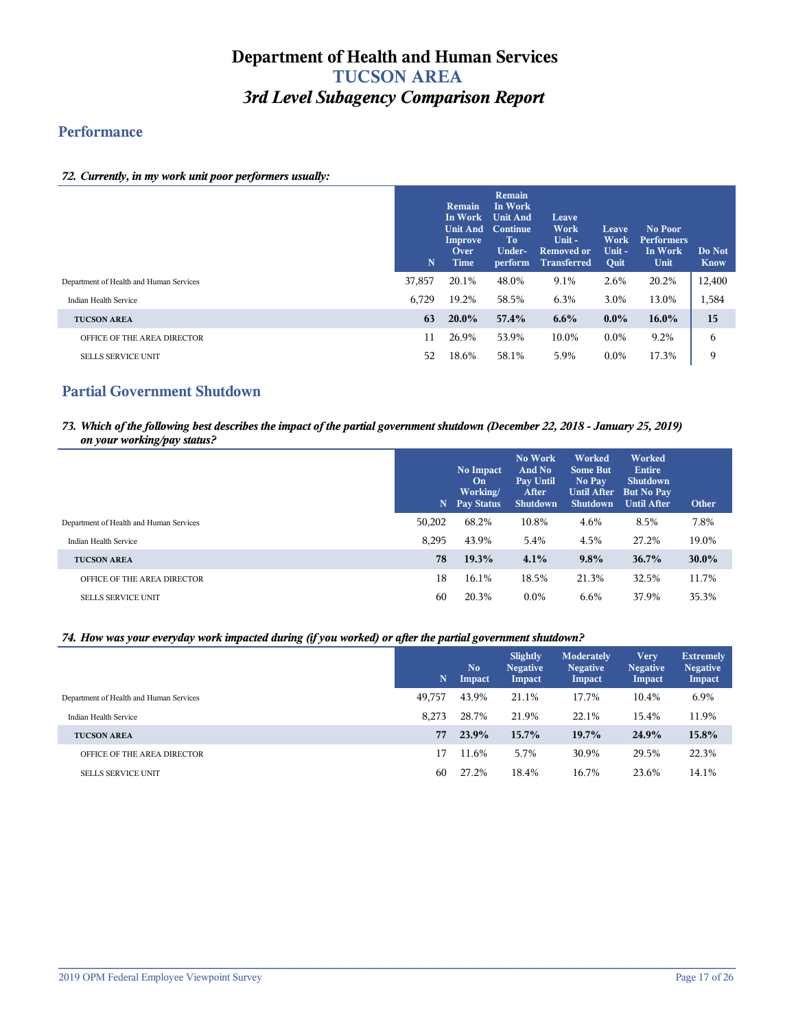# Department of Health and Human Services
## TUCSON AREA
### *3rd Level Subagency Comparison Report*

## Performance

***72. Currently, in my work unit poor performers usually:***

| | N | Remain In Work Unit And Improve Over Time | Remain In Work Unit And Continue To Under-perform | Leave Work Unit - Removed or Transferred | Leave Work Unit - Quit | No Poor Performers In Work Unit | Do Not Know |
|---|---|---|---|---|---|---|---|
| Department of Health and Human Services | 37,857 | 20.1% | 48.0% | 9.1% | 2.6% | 20.2% | 12,400 |
| Indian Health Service | 6,729 | 19.2% | 58.5% | 6.3% | 3.0% | 13.0% | 1,584 |
| **TUCSON AREA** | **63** | **20.0%** | **57.4%** | **6.6%** | **0.0%** | **16.0%** | **15** |
| OFFICE OF THE AREA DIRECTOR | 11 | 26.9% | 53.9% | 10.0% | 0.0% | 9.2% | 6 |
| SELLS SERVICE UNIT | 52 | 18.6% | 58.1% | 5.9% | 0.0% | 17.3% | 9 |

## Partial Government Shutdown

***73. Which of the following best describes the impact of the partial government shutdown (December 22, 2018 - January 25, 2019) on your working/pay status?***

| | N | No Impact On Working/ Pay Status | No Work And No Pay Until After Shutdown | Worked Some But No Pay Until After Shutdown | Worked Entire Shutdown But No Pay Until After | Other |
|---|---|---|---|---|---|---|
| Department of Health and Human Services | 50,202 | 68.2% | 10.8% | 4.6% | 8.5% | 7.8% |
| Indian Health Service | 8,295 | 43.9% | 5.4% | 4.5% | 27.2% | 19.0% |
| **TUCSON AREA** | **78** | **19.3%** | **4.1%** | **9.8%** | **36.7%** | **30.0%** |
| OFFICE OF THE AREA DIRECTOR | 18 | 16.1% | 18.5% | 21.3% | 32.5% | 11.7% |
| SELLS SERVICE UNIT | 60 | 20.3% | 0.0% | 6.6% | 37.9% | 35.3% |

***74. How was your everyday work impacted during (if you worked) or after the partial government shutdown?***

| | N | No Impact | Slightly Negative Impact | Moderately Negative Impact | Very Negative Impact | Extremely Negative Impact |
|---|---|---|---|---|---|---|
| Department of Health and Human Services | 49,757 | 43.9% | 21.1% | 17.7% | 10.4% | 6.9% |
| Indian Health Service | 8,273 | 28.7% | 21.9% | 22.1% | 15.4% | 11.9% |
| **TUCSON AREA** | **77** | **23.9%** | **15.7%** | **19.7%** | **24.9%** | **15.8%** |
| OFFICE OF THE AREA DIRECTOR | 17 | 11.6% | 5.7% | 30.9% | 29.5% | 22.3% |
| SELLS SERVICE UNIT | 60 | 27.2% | 18.4% | 16.7% | 23.6% | 14.1% |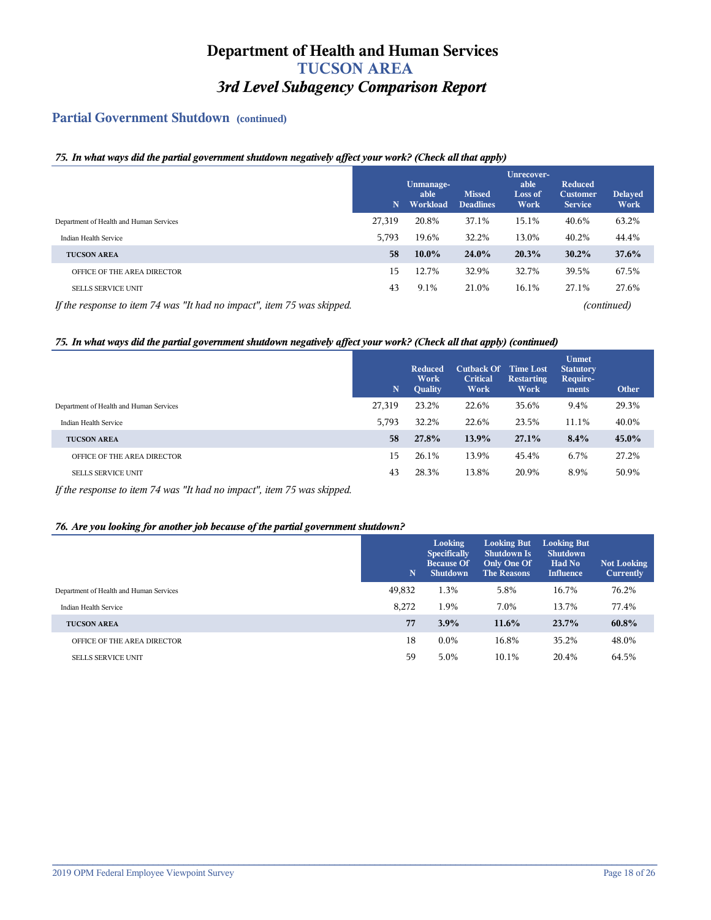# Department of Health and Human Services
## TUCSON AREA
### *3rd Level Subagency Comparison Report*

## Partial Government Shutdown (continued)

***75. In what ways did the partial government shutdown negatively affect your work? (Check all that apply)***

| | N | Unmanageable Workload | Missed Deadlines | Unrecoverable Loss of Work | Reduced Customer Service | Delayed Work |
|---|---|---|---|---|---|---|
| Department of Health and Human Services | 27,319 | 20.8% | 37.1% | 15.1% | 40.6% | 63.2% |
| Indian Health Service | 5,793 | 19.6% | 32.2% | 13.0% | 40.2% | 44.4% |
| **TUCSON AREA** | **58** | **10.0%** | **24.0%** | **20.3%** | **30.2%** | **37.6%** |
| OFFICE OF THE AREA DIRECTOR | 15 | 12.7% | 32.9% | 32.7% | 39.5% | 67.5% |
| SELLS SERVICE UNIT | 43 | 9.1% | 21.0% | 16.1% | 27.1% | 27.6% |

*If the response to item 74 was "It had no impact", item 75 was skipped.* *(continued)*

***75. In what ways did the partial government shutdown negatively affect your work? (Check all that apply) (continued)***

| | N | Reduced Work Quality | Cutback Of Critical Work | Time Lost Restarting Work | Unmet Statutory Requirements | Other |
|---|---|---|---|---|---|---|
| Department of Health and Human Services | 27,319 | 23.2% | 22.6% | 35.6% | 9.4% | 29.3% |
| Indian Health Service | 5,793 | 32.2% | 22.6% | 23.5% | 11.1% | 40.0% |
| **TUCSON AREA** | **58** | **27.8%** | **13.9%** | **27.1%** | **8.4%** | **45.0%** |
| OFFICE OF THE AREA DIRECTOR | 15 | 26.1% | 13.9% | 45.4% | 6.7% | 27.2% |
| SELLS SERVICE UNIT | 43 | 28.3% | 13.8% | 20.9% | 8.9% | 50.9% |

*If the response to item 74 was "It had no impact", item 75 was skipped.*

***76. Are you looking for another job because of the partial government shutdown?***

| | N | Looking Specifically Because Of Shutdown | Looking But Shutdown Is Only One Of The Reasons | Looking But Shutdown Had No Influence | Not Looking Currently |
|---|---|---|---|---|---|
| Department of Health and Human Services | 49,832 | 1.3% | 5.8% | 16.7% | 76.2% |
| Indian Health Service | 8,272 | 1.9% | 7.0% | 13.7% | 77.4% |
| **TUCSON AREA** | **77** | **3.9%** | **11.6%** | **23.7%** | **60.8%** |
| OFFICE OF THE AREA DIRECTOR | 18 | 0.0% | 16.8% | 35.2% | 48.0% |
| SELLS SERVICE UNIT | 59 | 5.0% | 10.1% | 20.4% | 64.5% |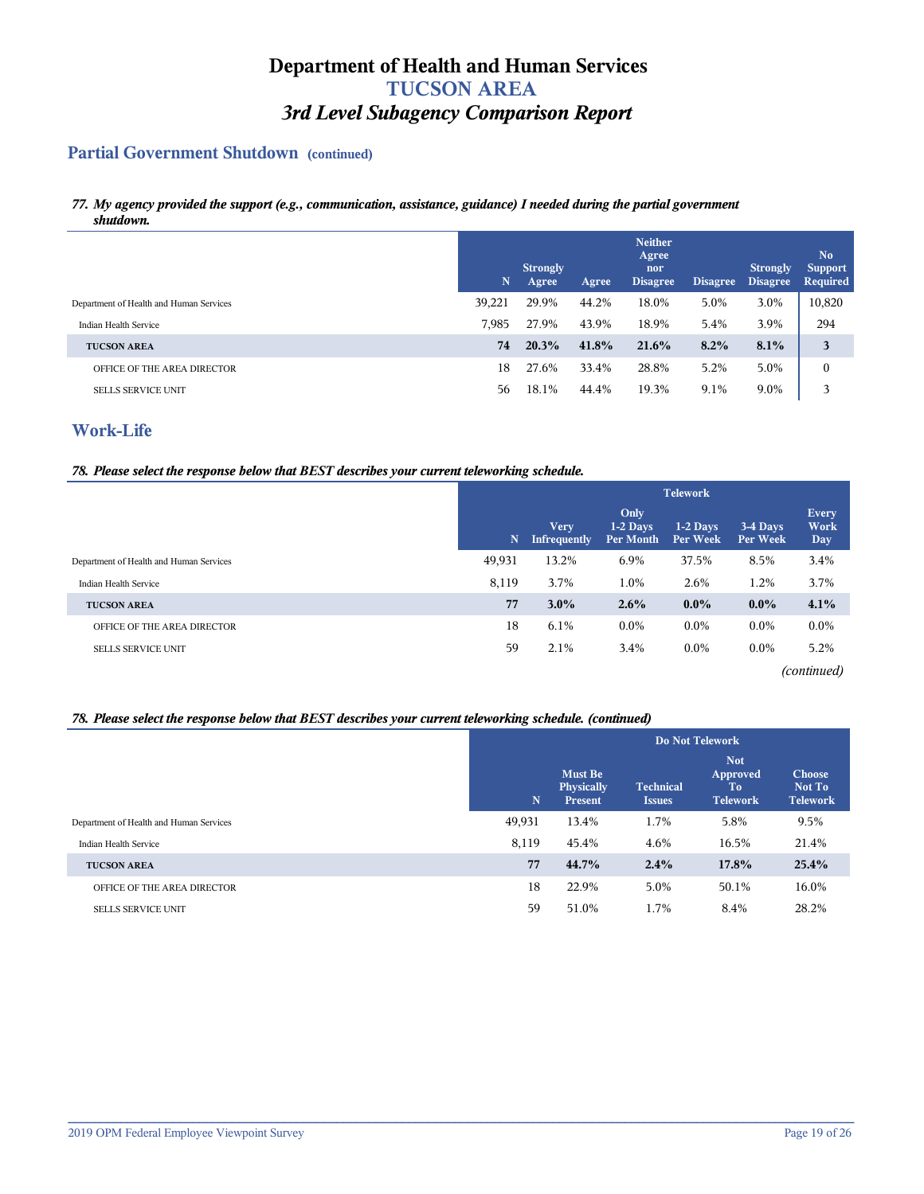# Department of Health and Human Services
# TUCSON AREA
# *3rd Level Subagency Comparison Report*

## Partial Government Shutdown (continued)

***77. My agency provided the support (e.g., communication, assistance, guidance) I needed during the partial government shutdown.***

| | N | Strongly Agree | Agree | Neither Agree nor Disagree | Disagree | Strongly Disagree | No Support Required |
|---|---|---|---|---|---|---|---|
| Department of Health and Human Services | 39,221 | 29.9% | 44.2% | 18.0% | 5.0% | 3.0% | 10,820 |
| Indian Health Service | 7,985 | 27.9% | 43.9% | 18.9% | 5.4% | 3.9% | 294 |
| **TUCSON AREA** | **74** | **20.3%** | **41.8%** | **21.6%** | **8.2%** | **8.1%** | **3** |
| OFFICE OF THE AREA DIRECTOR | 18 | 27.6% | 33.4% | 28.8% | 5.2% | 5.0% | 0 |
| SELLS SERVICE UNIT | 56 | 18.1% | 44.4% | 19.3% | 9.1% | 9.0% | 3 |

## Work-Life

***78. Please select the response below that BEST describes your current teleworking schedule.***

| | | Telework | | | | |
|---|---|---|---|---|---|---|
| | N | Very Infrequently | Only 1-2 Days Per Month | 1-2 Days Per Week | 3-4 Days Per Week | Every Work Day |
| Department of Health and Human Services | 49,931 | 13.2% | 6.9% | 37.5% | 8.5% | 3.4% |
| Indian Health Service | 8,119 | 3.7% | 1.0% | 2.6% | 1.2% | 3.7% |
| **TUCSON AREA** | **77** | **3.0%** | **2.6%** | **0.0%** | **0.0%** | **4.1%** |
| OFFICE OF THE AREA DIRECTOR | 18 | 6.1% | 0.0% | 0.0% | 0.0% | 0.0% |
| SELLS SERVICE UNIT | 59 | 2.1% | 3.4% | 0.0% | 0.0% | 5.2% |

*(continued)*

***78. Please select the response below that BEST describes your current teleworking schedule. (continued)***

| | | Do Not Telework | | | |
|---|---|---|---|---|---|
| | N | Must Be Physically Present | Technical Issues | Not Approved To Telework | Choose Not To Telework |
| Department of Health and Human Services | 49,931 | 13.4% | 1.7% | 5.8% | 9.5% |
| Indian Health Service | 8,119 | 45.4% | 4.6% | 16.5% | 21.4% |
| **TUCSON AREA** | **77** | **44.7%** | **2.4%** | **17.8%** | **25.4%** |
| OFFICE OF THE AREA DIRECTOR | 18 | 22.9% | 5.0% | 50.1% | 16.0% |
| SELLS SERVICE UNIT | 59 | 51.0% | 1.7% | 8.4% | 28.2% |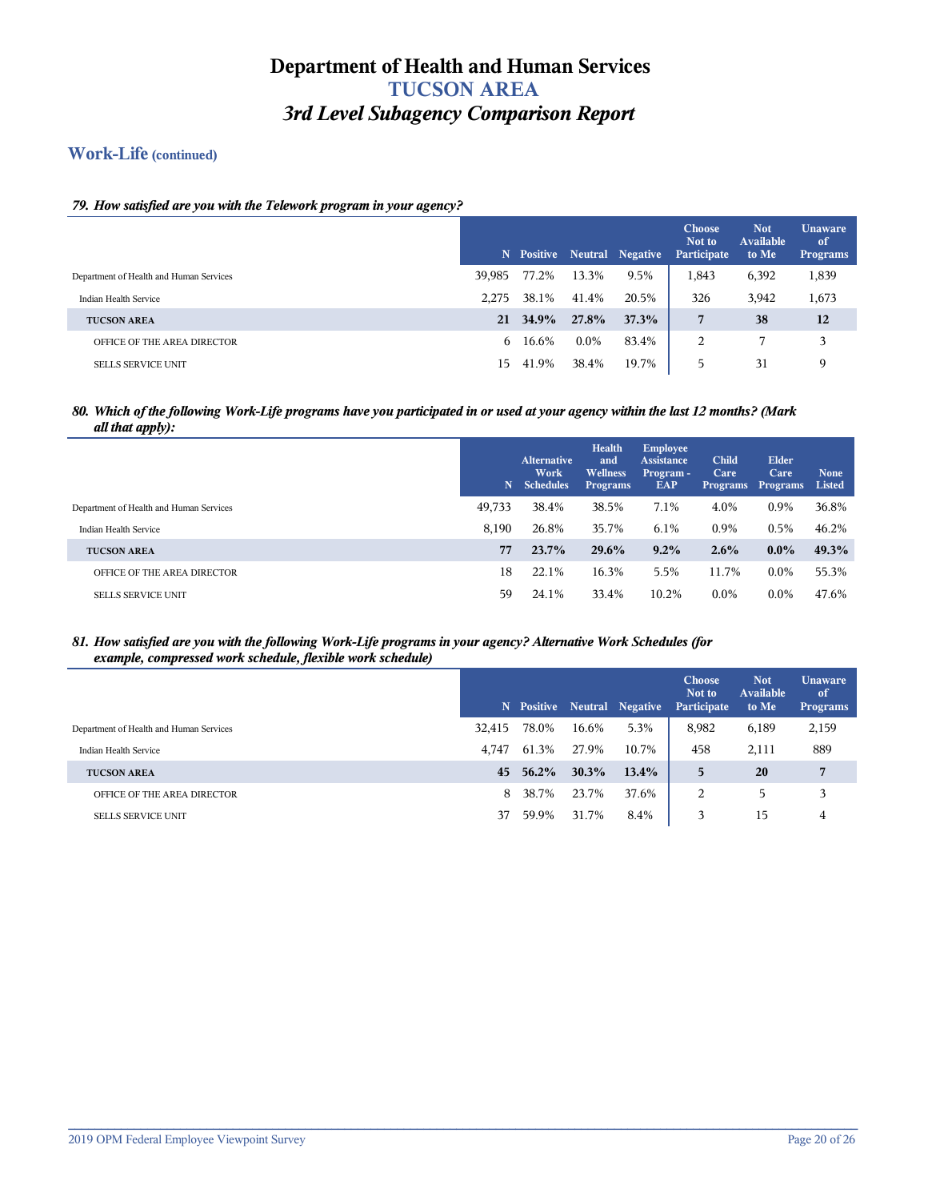# Department of Health and Human Services
## TUCSON AREA
### *3rd Level Subagency Comparison Report*

## Work-Life (continued)

***79. How satisfied are you with the Telework program in your agency?***

| | N | Positive | Neutral | Negative | Choose Not to Participate | Not Available to Me | Unaware of Programs |
|---|---|---|---|---|---|---|---|
| Department of Health and Human Services | 39,985 | 77.2% | 13.3% | 9.5% | 1,843 | 6,392 | 1,839 |
| Indian Health Service | 2,275 | 38.1% | 41.4% | 20.5% | 326 | 3,942 | 1,673 |
| **TUCSON AREA** | **21** | **34.9%** | **27.8%** | **37.3%** | **7** | **38** | **12** |
| OFFICE OF THE AREA DIRECTOR | 6 | 16.6% | 0.0% | 83.4% | 2 | 7 | 3 |
| SELLS SERVICE UNIT | 15 | 41.9% | 38.4% | 19.7% | 5 | 31 | 9 |

***80. Which of the following Work-Life programs have you participated in or used at your agency within the last 12 months? (Mark all that apply):***

| | N | Alternative Work Schedules | Health and Wellness Programs | Employee Assistance Program - EAP | Child Care Programs | Elder Care Programs | None Listed |
|---|---|---|---|---|---|---|---|
| Department of Health and Human Services | 49,733 | 38.4% | 38.5% | 7.1% | 4.0% | 0.9% | 36.8% |
| Indian Health Service | 8,190 | 26.8% | 35.7% | 6.1% | 0.9% | 0.5% | 46.2% |
| **TUCSON AREA** | **77** | **23.7%** | **29.6%** | **9.2%** | **2.6%** | **0.0%** | **49.3%** |
| OFFICE OF THE AREA DIRECTOR | 18 | 22.1% | 16.3% | 5.5% | 11.7% | 0.0% | 55.3% |
| SELLS SERVICE UNIT | 59 | 24.1% | 33.4% | 10.2% | 0.0% | 0.0% | 47.6% |

***81. How satisfied are you with the following Work-Life programs in your agency? Alternative Work Schedules (for example, compressed work schedule, flexible work schedule)***

| | N | Positive | Neutral | Negative | Choose Not to Participate | Not Available to Me | Unaware of Programs |
|---|---|---|---|---|---|---|---|
| Department of Health and Human Services | 32,415 | 78.0% | 16.6% | 5.3% | 8,982 | 6,189 | 2,159 |
| Indian Health Service | 4,747 | 61.3% | 27.9% | 10.7% | 458 | 2,111 | 889 |
| **TUCSON AREA** | **45** | **56.2%** | **30.3%** | **13.4%** | **5** | **20** | **7** |
| OFFICE OF THE AREA DIRECTOR | 8 | 38.7% | 23.7% | 37.6% | 2 | 5 | 3 |
| SELLS SERVICE UNIT | 37 | 59.9% | 31.7% | 8.4% | 3 | 15 | 4 |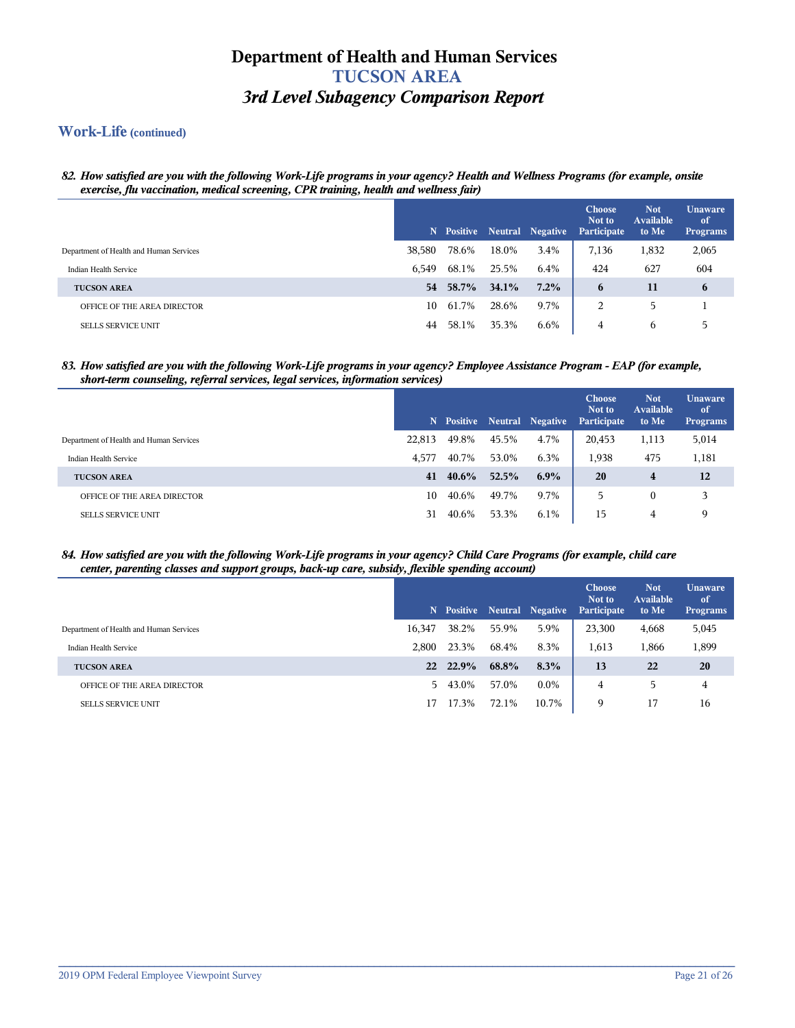# Department of Health and Human Services
## TUCSON AREA
### *3rd Level Subagency Comparison Report*

## Work-Life (continued)

***82. How satisfied are you with the following Work-Life programs in your agency? Health and Wellness Programs (for example, onsite exercise, flu vaccination, medical screening, CPR training, health and wellness fair)***

| | N | Positive | Neutral | Negative | Choose Not to Participate | Not Available to Me | Unaware of Programs |
|---|---|---|---|---|---|---|---|
| Department of Health and Human Services | 38,580 | 78.6% | 18.0% | 3.4% | 7,136 | 1,832 | 2,065 |
| Indian Health Service | 6,549 | 68.1% | 25.5% | 6.4% | 424 | 627 | 604 |
| **TUCSON AREA** | **54** | **58.7%** | **34.1%** | **7.2%** | **6** | **11** | **6** |
| OFFICE OF THE AREA DIRECTOR | 10 | 61.7% | 28.6% | 9.7% | 2 | 5 | 1 |
| SELLS SERVICE UNIT | 44 | 58.1% | 35.3% | 6.6% | 4 | 6 | 5 |

***83. How satisfied are you with the following Work-Life programs in your agency? Employee Assistance Program - EAP (for example, short-term counseling, referral services, legal services, information services)***

| | N | Positive | Neutral | Negative | Choose Not to Participate | Not Available to Me | Unaware of Programs |
|---|---|---|---|---|---|---|---|
| Department of Health and Human Services | 22,813 | 49.8% | 45.5% | 4.7% | 20,453 | 1,113 | 5,014 |
| Indian Health Service | 4,577 | 40.7% | 53.0% | 6.3% | 1,938 | 475 | 1,181 |
| **TUCSON AREA** | **41** | **40.6%** | **52.5%** | **6.9%** | **20** | **4** | **12** |
| OFFICE OF THE AREA DIRECTOR | 10 | 40.6% | 49.7% | 9.7% | 5 | 0 | 3 |
| SELLS SERVICE UNIT | 31 | 40.6% | 53.3% | 6.1% | 15 | 4 | 9 |

***84. How satisfied are you with the following Work-Life programs in your agency? Child Care Programs (for example, child care center, parenting classes and support groups, back-up care, subsidy, flexible spending account)***

| | N | Positive | Neutral | Negative | Choose Not to Participate | Not Available to Me | Unaware of Programs |
|---|---|---|---|---|---|---|---|
| Department of Health and Human Services | 16,347 | 38.2% | 55.9% | 5.9% | 23,300 | 4,668 | 5,045 |
| Indian Health Service | 2,800 | 23.3% | 68.4% | 8.3% | 1,613 | 1,866 | 1,899 |
| **TUCSON AREA** | **22** | **22.9%** | **68.8%** | **8.3%** | **13** | **22** | **20** |
| OFFICE OF THE AREA DIRECTOR | 5 | 43.0% | 57.0% | 0.0% | 4 | 5 | 4 |
| SELLS SERVICE UNIT | 17 | 17.3% | 72.1% | 10.7% | 9 | 17 | 16 |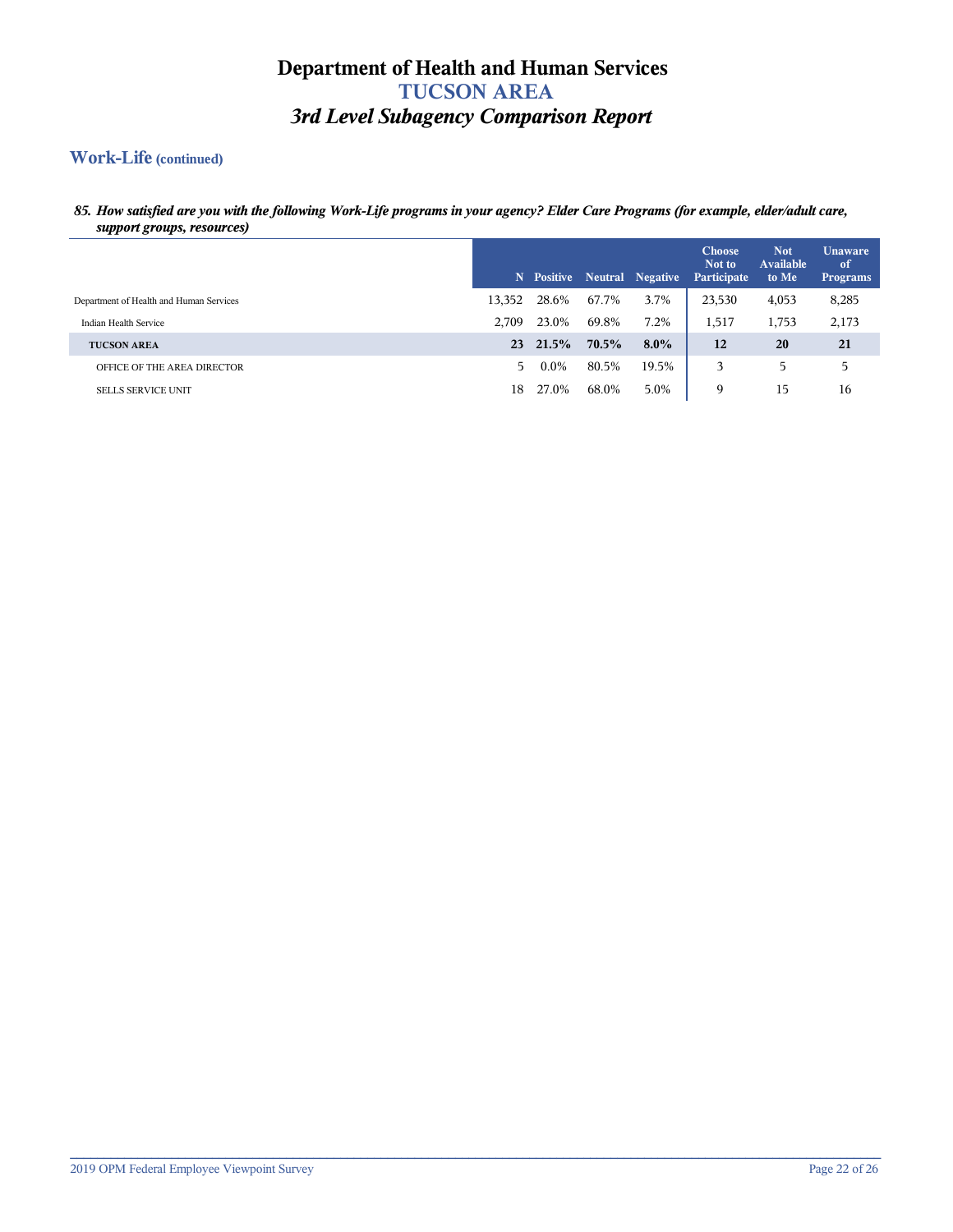# Department of Health and Human Services
## TUCSON AREA
### *3rd Level Subagency Comparison Report*

## Work-Life (continued)

***85. How satisfied are you with the following Work-Life programs in your agency? Elder Care Programs (for example, elder/adult care, support groups, resources)***

| | N | Positive | Neutral | Negative | Choose Not to Participate | Not Available to Me | Unaware of Programs |
|---|---|---|---|---|---|---|---|
| Department of Health and Human Services | 13,352 | 28.6% | 67.7% | 3.7% | 23,530 | 4,053 | 8,285 |
| Indian Health Service | 2,709 | 23.0% | 69.8% | 7.2% | 1,517 | 1,753 | 2,173 |
| **TUCSON AREA** | **23** | **21.5%** | **70.5%** | **8.0%** | **12** | **20** | **21** |
| OFFICE OF THE AREA DIRECTOR | 5 | 0.0% | 80.5% | 19.5% | 3 | 5 | 5 |
| SELLS SERVICE UNIT | 18 | 27.0% | 68.0% | 5.0% | 9 | 15 | 16 |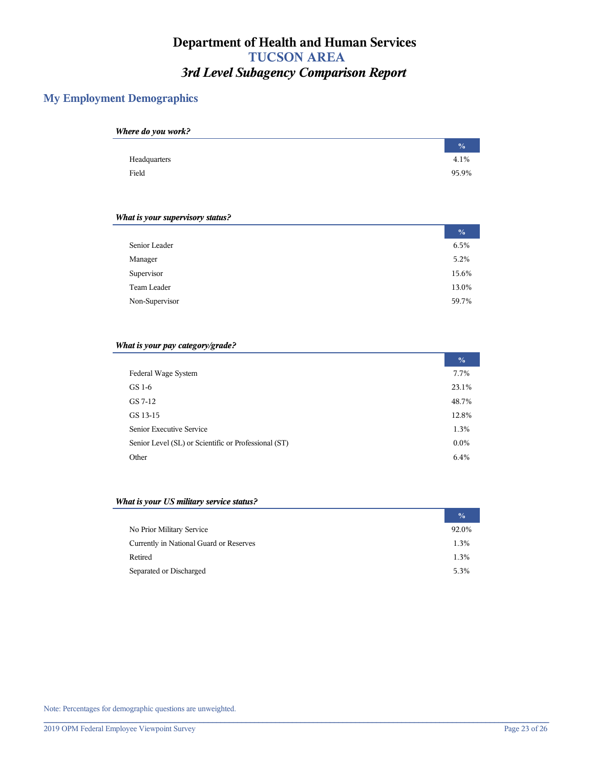# Department of Health and Human Services
## TUCSON AREA
### *3rd Level Subagency Comparison Report*

## My Employment Demographics

***Where do you work?***

| | % |
|---|---|
| Headquarters | 4.1% |
| Field | 95.9% |

***What is your supervisory status?***

| | % |
|---|---|
| Senior Leader | 6.5% |
| Manager | 5.2% |
| Supervisor | 15.6% |
| Team Leader | 13.0% |
| Non-Supervisor | 59.7% |

***What is your pay category/grade?***

| | % |
|---|---|
| Federal Wage System | 7.7% |
| GS 1-6 | 23.1% |
| GS 7-12 | 48.7% |
| GS 13-15 | 12.8% |
| Senior Executive Service | 1.3% |
| Senior Level (SL) or Scientific or Professional (ST) | 0.0% |
| Other | 6.4% |

***What is your US military service status?***

| | % |
|---|---|
| No Prior Military Service | 92.0% |
| Currently in National Guard or Reserves | 1.3% |
| Retired | 1.3% |
| Separated or Discharged | 5.3% |

Note: Percentages for demographic questions are unweighted.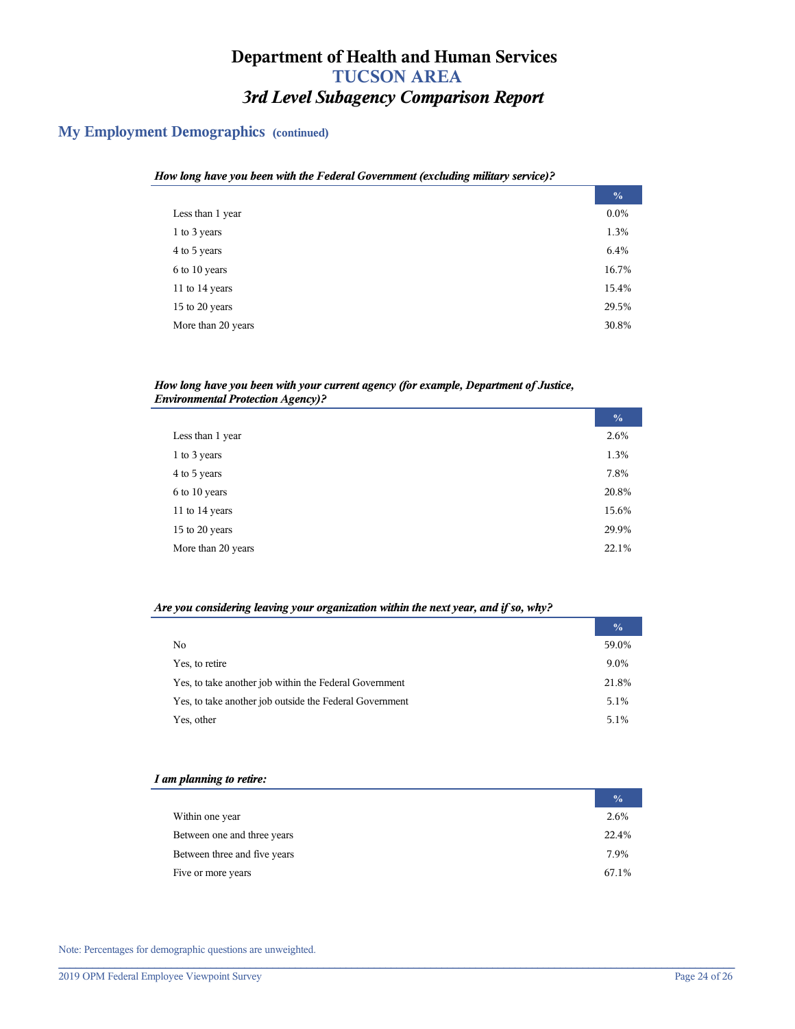# Department of Health and Human Services
## TUCSON AREA
### *3rd Level Subagency Comparison Report*

## My Employment Demographics (continued)

***How long have you been with the Federal Government (excluding military service)?***

| | % |
|---|---|
| Less than 1 year | 0.0% |
| 1 to 3 years | 1.3% |
| 4 to 5 years | 6.4% |
| 6 to 10 years | 16.7% |
| 11 to 14 years | 15.4% |
| 15 to 20 years | 29.5% |
| More than 20 years | 30.8% |

***How long have you been with your current agency (for example, Department of Justice, Environmental Protection Agency)?***

| | % |
|---|---|
| Less than 1 year | 2.6% |
| 1 to 3 years | 1.3% |
| 4 to 5 years | 7.8% |
| 6 to 10 years | 20.8% |
| 11 to 14 years | 15.6% |
| 15 to 20 years | 29.9% |
| More than 20 years | 22.1% |

***Are you considering leaving your organization within the next year, and if so, why?***

| | % |
|---|---|
| No | 59.0% |
| Yes, to retire | 9.0% |
| Yes, to take another job within the Federal Government | 21.8% |
| Yes, to take another job outside the Federal Government | 5.1% |
| Yes, other | 5.1% |

***I am planning to retire:***

| | % |
|---|---|
| Within one year | 2.6% |
| Between one and three years | 22.4% |
| Between three and five years | 7.9% |
| Five or more years | 67.1% |

Note: Percentages for demographic questions are unweighted.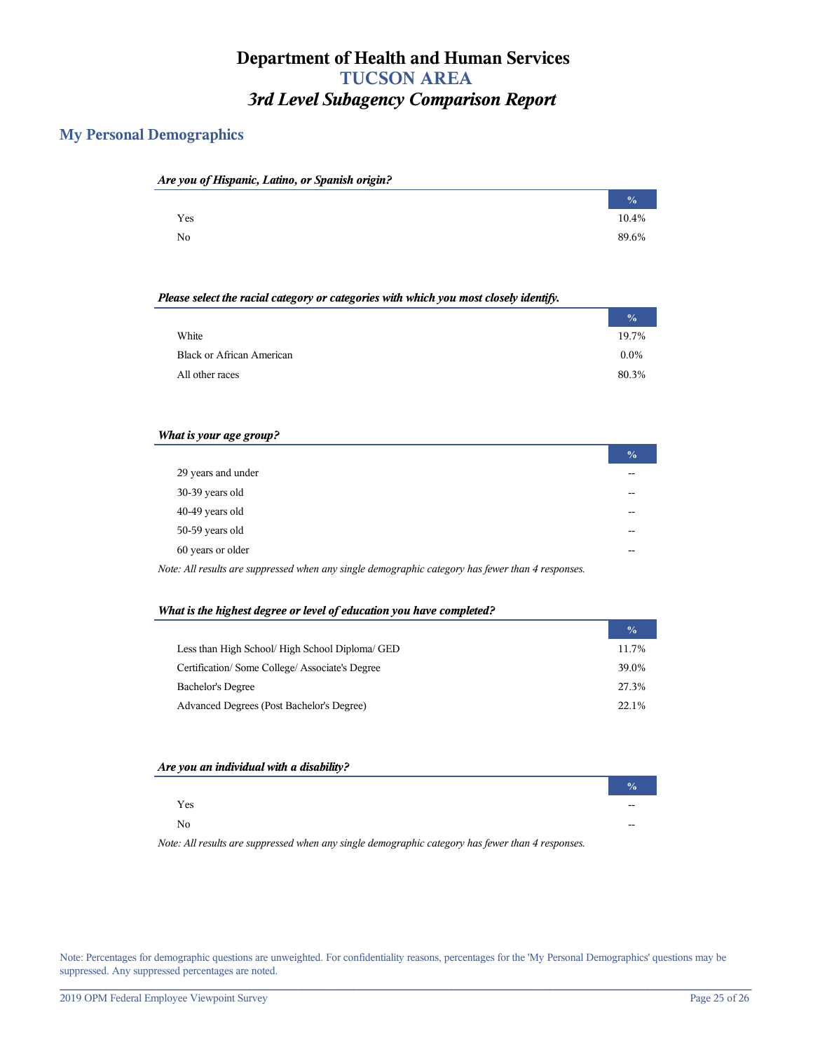# Department of Health and Human Services
## TUCSON AREA
### *3rd Level Subagency Comparison Report*

## My Personal Demographics

***Are you of Hispanic, Latino, or Spanish origin?***

| | % |
|---|---|
| Yes | 10.4% |
| No | 89.6% |

***Please select the racial category or categories with which you most closely identify.***

| | % |
|---|---|
| White | 19.7% |
| Black or African American | 0.0% |
| All other races | 80.3% |

***What is your age group?***

| | % |
|---|---|
| 29 years and under | -- |
| 30-39 years old | -- |
| 40-49 years old | -- |
| 50-59 years old | -- |
| 60 years or older | -- |

*Note: All results are suppressed when any single demographic category has fewer than 4 responses.*

***What is the highest degree or level of education you have completed?***

| | % |
|---|---|
| Less than High School/ High School Diploma/ GED | 11.7% |
| Certification/ Some College/ Associate's Degree | 39.0% |
| Bachelor's Degree | 27.3% |
| Advanced Degrees (Post Bachelor's Degree) | 22.1% |

***Are you an individual with a disability?***

| | % |
|---|---|
| Yes | -- |
| No | -- |

*Note: All results are suppressed when any single demographic category has fewer than 4 responses.*

Note: Percentages for demographic questions are unweighted. For confidentiality reasons, percentages for the 'My Personal Demographics' questions may be suppressed. Any suppressed percentages are noted.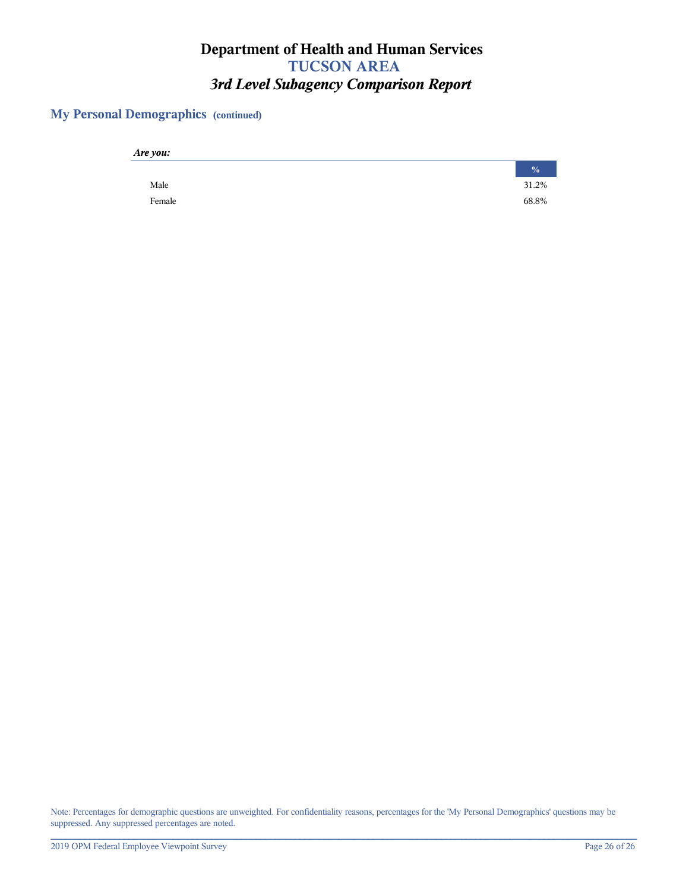# Department of Health and Human Services
## TUCSON AREA
### *3rd Level Subagency Comparison Report*

## My Personal Demographics (continued)

***Are you:***

| | % |
|---|---|
| Male | 31.2% |
| Female | 68.8% |

Note: Percentages for demographic questions are unweighted. For confidentiality reasons, percentages for the 'My Personal Demographics' questions may be suppressed. Any suppressed percentages are noted.